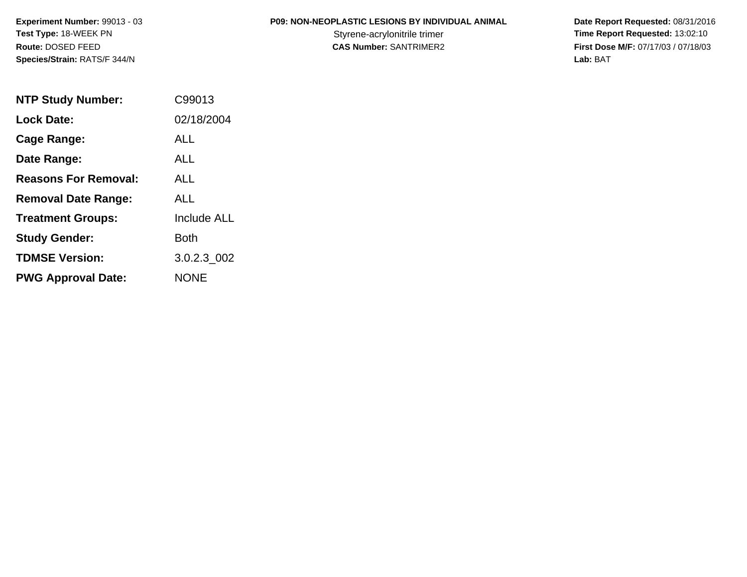**Experiment Number:** 99013 - 03
**Test Type:** 18-WEEK PN
**Route:** DOSED FEED
**Species/Strain:** RATS/F 344/N

**P09: NON-NEOPLASTIC LESIONS BY INDIVIDUAL ANIMAL**
Styrene-acrylonitrile trimer
**CAS Number:** SANTRIMER2

**Date Report Requested:** 08/31/2016
**Time Report Requested:** 13:02:10
**First Dose M/F:** 07/17/03 / 07/18/03
**Lab:** BAT

| | |
|---|---|
| **NTP Study Number:** | C99013 |
| **Lock Date:** | 02/18/2004 |
| **Cage Range:** | ALL |
| **Date Range:** | ALL |
| **Reasons For Removal:** | ALL |
| **Removal Date Range:** | ALL |
| **Treatment Groups:** | Include ALL |
| **Study Gender:** | Both |
| **TDMSE Version:** | 3.0.2.3_002 |
| **PWG Approval Date:** | NONE |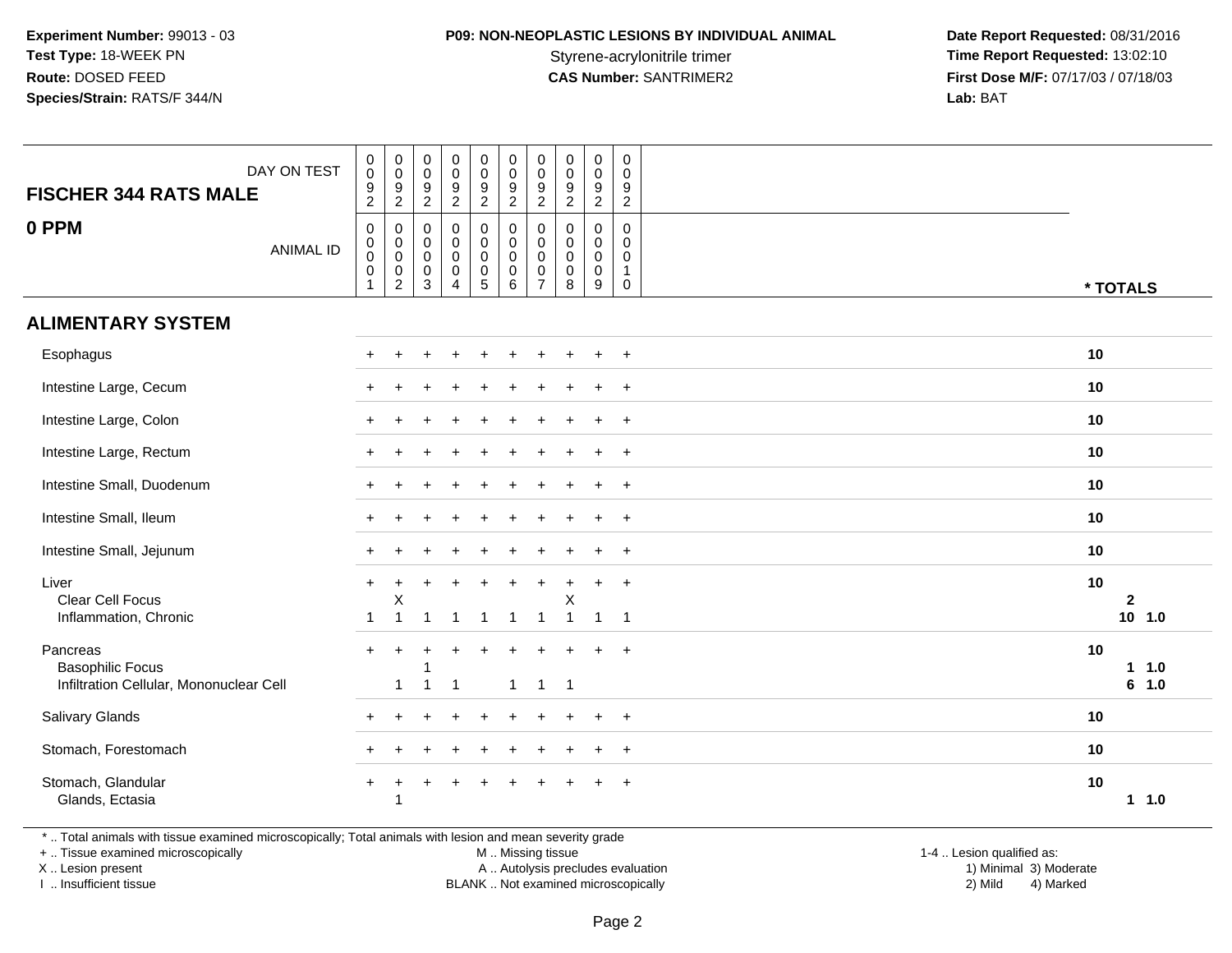**Experiment Number:** 99013 - 03
**Test Type:** 18-WEEK PN
**Route:** DOSED FEED
**Species/Strain:** RATS/F 344/N

**P09: NON-NEOPLASTIC LESIONS BY INDIVIDUAL ANIMAL**
Styrene-acrylonitrile trimer
**CAS Number:** SANTRIMER2

**Date Report Requested:** 08/31/2016
**Time Report Requested:** 13:02:10
**First Dose M/F:** 07/17/03 / 07/18/03
**Lab:** BAT

## FISCHER 344 RATS MALE — 0 PPM

| DAY ON TEST | 0092 | 0092 | 0092 | 0092 | 0092 | 0092 | 0092 | 0092 | 0092 | 0092 | |
|---|---|---|---|---|---|---|---|---|---|---|---|
| ANIMAL ID | 00001 | 00002 | 00003 | 00004 | 00005 | 00006 | 00007 | 00008 | 00009 | 00010 | * TOTALS |
| **ALIMENTARY SYSTEM** | | | | | | | | | | | |
| Esophagus | + | + | + | + | + | + | + | + | + | + | 10 |
| Intestine Large, Cecum | + | + | + | + | + | + | + | + | + | + | 10 |
| Intestine Large, Colon | + | + | + | + | + | + | + | + | + | + | 10 |
| Intestine Large, Rectum | + | + | + | + | + | + | + | + | + | + | 10 |
| Intestine Small, Duodenum | + | + | + | + | + | + | + | + | + | + | 10 |
| Intestine Small, Ileum | + | + | + | + | + | + | + | + | + | + | 10 |
| Intestine Small, Jejunum | + | + | + | + | + | + | + | + | + | + | 10 |
| Liver | + | + | + | + | + | + | + | + | + | + | 10 |
| Clear Cell Focus | | X | | | | | | X | | | 2 |
| Inflammation, Chronic | 1 | 1 | 1 | 1 | 1 | 1 | 1 | 1 | 1 | 1 | 10 1.0 |
| Pancreas | + | + | + | + | + | + | + | + | + | + | 10 |
| Basophilic Focus | | | 1 | | | | | | | | 1 1.0 |
| Infiltration Cellular, Mononuclear Cell | | 1 | 1 | 1 | | 1 | 1 | 1 | | | 6 1.0 |
| Salivary Glands | + | + | + | + | + | + | + | + | + | + | 10 |
| Stomach, Forestomach | + | + | + | + | + | + | + | + | + | + | 10 |
| Stomach, Glandular | + | + | + | + | + | + | + | + | + | + | 10 |
| Glands, Ectasia | | 1 | | | | | | | | | 1 1.0 |

* .. Total animals with tissue examined microscopically; Total animals with lesion and mean severity grade
+ .. Tissue examined microscopically
X .. Lesion present
I .. Insufficient tissue

M .. Missing tissue
A .. Autolysis precludes evaluation
BLANK .. Not examined microscopically

1-4 .. Lesion qualified as:
1) Minimal 3) Moderate
2) Mild 4) Marked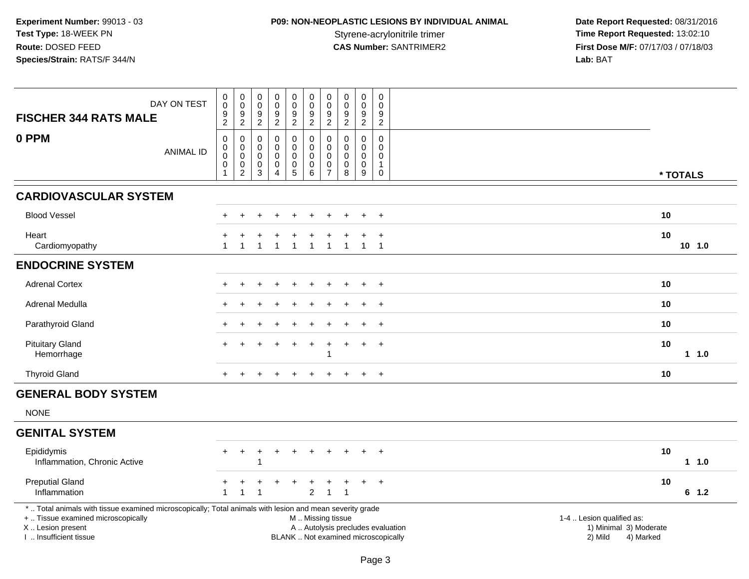**Experiment Number:** 99013 - 03
**Test Type:** 18-WEEK PN
**Route:** DOSED FEED
**Species/Strain:** RATS/F 344/N

**P09: NON-NEOPLASTIC LESIONS BY INDIVIDUAL ANIMAL**
Styrene-acrylonitrile trimer
**CAS Number:** SANTRIMER2

**Date Report Requested:** 08/31/2016
**Time Report Requested:** 13:02:10
**First Dose M/F:** 07/17/03 / 07/18/03
**Lab:** BAT

| FISCHER 344 RATS MALE | | | | | | | | | | | | |
|---|---|---|---|---|---|---|---|---|---|---|---|---|
| DAY ON TEST | 0092 | 0092 | 0092 | 0092 | 0092 | 0092 | 0092 | 0092 | 0092 | 0092 | | |
| **0 PPM** ANIMAL ID | 00001 | 00002 | 00003 | 00004 | 00005 | 00006 | 00007 | 00008 | 00009 | 00010 | **\* TOTALS** | |
| **CARDIOVASCULAR SYSTEM** | | | | | | | | | | | | |
| Blood Vessel | + | + | + | + | + | + | + | + | + | + | **10** | |
| Heart | + | + | + | + | + | + | + | + | + | + | **10** | |
| Cardiomyopathy | 1 | 1 | 1 | 1 | 1 | 1 | 1 | 1 | 1 | 1 | | **10 1.0** |
| **ENDOCRINE SYSTEM** | | | | | | | | | | | | |
| Adrenal Cortex | + | + | + | + | + | + | + | + | + | + | **10** | |
| Adrenal Medulla | + | + | + | + | + | + | + | + | + | + | **10** | |
| Parathyroid Gland | + | + | + | + | + | + | + | + | + | + | **10** | |
| Pituitary Gland | + | + | + | + | + | + | + | + | + | + | **10** | |
| Hemorrhage | | | | | | | 1 | | | | | **1 1.0** |
| Thyroid Gland | + | + | + | + | + | + | + | + | + | + | **10** | |
| **GENERAL BODY SYSTEM** | | | | | | | | | | | | |
| NONE | | | | | | | | | | | | |
| **GENITAL SYSTEM** | | | | | | | | | | | | |
| Epididymis | + | + | + | + | + | + | + | + | + | + | **10** | |
| Inflammation, Chronic Active | | | 1 | | | | | | | | | **1 1.0** |
| Preputial Gland | + | + | + | + | + | + | + | + | + | + | **10** | |
| Inflammation | 1 | 1 | 1 | | | 2 | 1 | 1 | | | | **6 1.2** |

\* .. Total animals with tissue examined microscopically; Total animals with lesion and mean severity grade
+ .. Tissue examined microscopically
X .. Lesion present
I .. Insufficient tissue

M .. Missing tissue
A .. Autolysis precludes evaluation
BLANK .. Not examined microscopically

1-4 .. Lesion qualified as:
1) Minimal 3) Moderate
2) Mild 4) Marked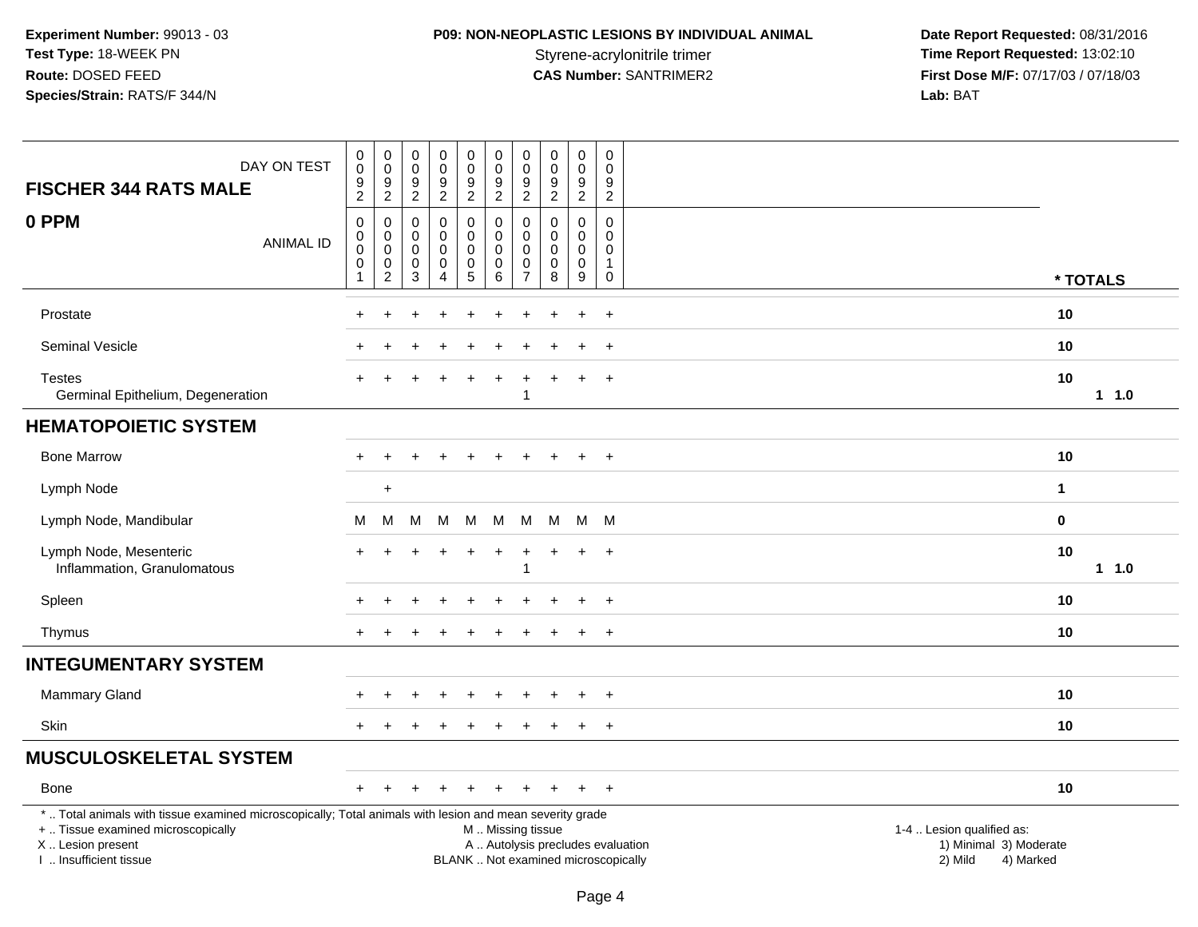**Experiment Number:** 99013 - 03
**Test Type:** 18-WEEK PN
**Route:** DOSED FEED
**Species/Strain:** RATS/F 344/N

**P09: NON-NEOPLASTIC LESIONS BY INDIVIDUAL ANIMAL**
Styrene-acrylonitrile trimer
**CAS Number:** SANTRIMER2

**Date Report Requested:** 08/31/2016
**Time Report Requested:** 13:02:10
**First Dose M/F:** 07/17/03 / 07/18/03
**Lab:** BAT

| FISCHER 344 RATS MALE — DAY ON TEST | 0092 | 0092 | 0092 | 0092 | 0092 | 0092 | 0092 | 0092 | 0092 | 0092 | |
|---|---|---|---|---|---|---|---|---|---|---|---|
| **0 PPM** — ANIMAL ID | 00001 | 00002 | 00003 | 00004 | 00005 | 00006 | 00007 | 00008 | 00009 | 00010 | * TOTALS |
| Prostate | + | + | + | + | + | + | + | + | + | + | 10 |
| Seminal Vesicle | + | + | + | + | + | + | + | + | + | + | 10 |
| Testes | + | + | + | + | + | + | + | + | + | + | 10 |
| Germinal Epithelium, Degeneration | | | | | | | 1 | | | | 1 1.0 |
| **HEMATOPOIETIC SYSTEM** | | | | | | | | | | | |
| Bone Marrow | + | + | + | + | + | + | + | + | + | + | 10 |
| Lymph Node | | + | | | | | | | | | 1 |
| Lymph Node, Mandibular | M | M | M | M | M | M | M | M | M | M | 0 |
| Lymph Node, Mesenteric | + | + | + | + | + | + | + | + | + | + | 10 |
| Inflammation, Granulomatous | | | | | | | 1 | | | | 1 1.0 |
| Spleen | + | + | + | + | + | + | + | + | + | + | 10 |
| Thymus | + | + | + | + | + | + | + | + | + | + | 10 |
| **INTEGUMENTARY SYSTEM** | | | | | | | | | | | |
| Mammary Gland | + | + | + | + | + | + | + | + | + | + | 10 |
| Skin | + | + | + | + | + | + | + | + | + | + | 10 |
| **MUSCULOSKELETAL SYSTEM** | | | | | | | | | | | |
| Bone | + | + | + | + | + | + | + | + | + | + | 10 |

* .. Total animals with tissue examined microscopically; Total animals with lesion and mean severity grade
+ .. Tissue examined microscopically
X .. Lesion present
I .. Insufficient tissue

M .. Missing tissue
A .. Autolysis precludes evaluation
BLANK .. Not examined microscopically

1-4 .. Lesion qualified as:
1) Minimal 3) Moderate
2) Mild 4) Marked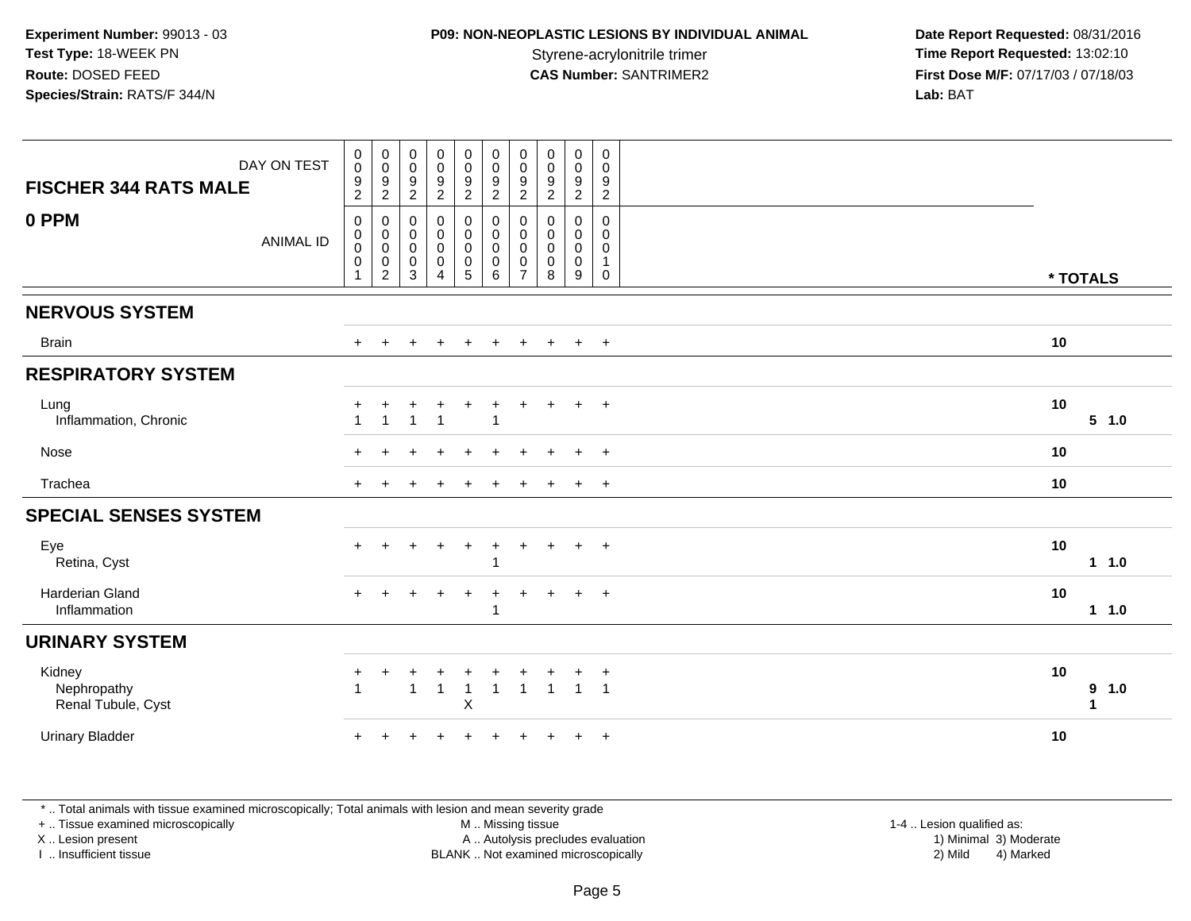**Experiment Number:** 99013 - 03
**Test Type:** 18-WEEK PN
**Route:** DOSED FEED
**Species/Strain:** RATS/F 344/N

**P09: NON-NEOPLASTIC LESIONS BY INDIVIDUAL ANIMAL**
Styrene-acrylonitrile trimer
**CAS Number:** SANTRIMER2

**Date Report Requested:** 08/31/2016
**Time Report Requested:** 13:02:10
**First Dose M/F:** 07/17/03 / 07/18/03
**Lab:** BAT

| FISCHER 344 RATS MALE — DAY ON TEST | 0092 | 0092 | 0092 | 0092 | 0092 | 0092 | 0092 | 0092 | 0092 | 0092 | * TOTALS | |
|---|---|---|---|---|---|---|---|---|---|---|---|---|
| **0 PPM** — ANIMAL ID | 00001 | 00002 | 00003 | 00004 | 00005 | 00006 | 00007 | 00008 | 00009 | 00010 | | |
| **NERVOUS SYSTEM** | | | | | | | | | | | | |
| Brain | + | + | + | + | + | + | + | + | + | + | 10 | |
| **RESPIRATORY SYSTEM** | | | | | | | | | | | | |
| Lung | + | + | + | + | + | + | + | + | + | + | 10 | |
| Inflammation, Chronic | 1 | 1 | 1 | 1 | | 1 | | | | | | 5 1.0 |
| Nose | + | + | + | + | + | + | + | + | + | + | 10 | |
| Trachea | + | + | + | + | + | + | + | + | + | + | 10 | |
| **SPECIAL SENSES SYSTEM** | | | | | | | | | | | | |
| Eye | + | + | + | + | + | + | + | + | + | + | 10 | |
| Retina, Cyst | | | | | | 1 | | | | | | 1 1.0 |
| Harderian Gland | + | + | + | + | + | + | + | + | + | + | 10 | |
| Inflammation | | | | | | 1 | | | | | | 1 1.0 |
| **URINARY SYSTEM** | | | | | | | | | | | | |
| Kidney | + | + | + | + | + | + | + | + | + | + | 10 | |
| Nephropathy | 1 | | 1 | 1 | 1 | 1 | 1 | 1 | 1 | 1 | | 9 1.0 |
| Renal Tubule, Cyst | | | | | X | | | | | | | 1 |
| Urinary Bladder | + | + | + | + | + | + | + | + | + | + | 10 | |

\* .. Total animals with tissue examined microscopically; Total animals with lesion and mean severity grade
+ .. Tissue examined microscopically
X .. Lesion present
I .. Insufficient tissue
M .. Missing tissue
A .. Autolysis precludes evaluation
BLANK .. Not examined microscopically
1-4 .. Lesion qualified as: 1) Minimal 2) Mild 3) Moderate 4) Marked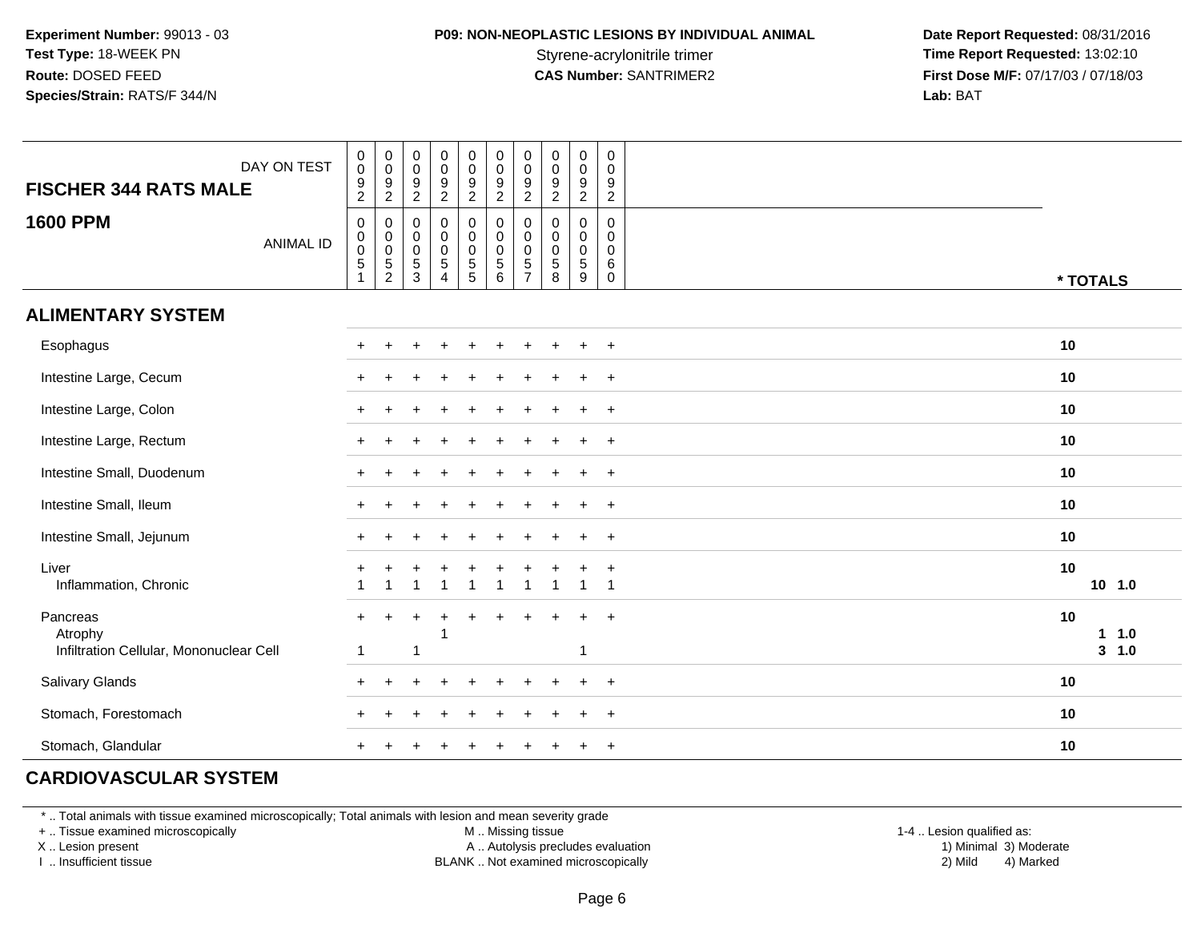**Experiment Number:** 99013 - 03
**Test Type:** 18-WEEK PN
**Route:** DOSED FEED
**Species/Strain:** RATS/F 344/N

**P09: NON-NEOPLASTIC LESIONS BY INDIVIDUAL ANIMAL**
Styrene-acrylonitrile trimer
**CAS Number:** SANTRIMER2

**Date Report Requested:** 08/31/2016
**Time Report Requested:** 13:02:10
**First Dose M/F:** 07/17/03 / 07/18/03
**Lab:** BAT

## FISCHER 344 RATS MALE

## 1600 PPM

| DAY ON TEST | 0092 | 0092 | 0092 | 0092 | 0092 | 0092 | 0092 | 0092 | 0092 | 0092 | |
|---|---|---|---|---|---|---|---|---|---|---|---|
| ANIMAL ID | 00051 | 00052 | 00053 | 00054 | 00055 | 00056 | 00057 | 00058 | 00059 | 00060 | * TOTALS |
| **ALIMENTARY SYSTEM** | | | | | | | | | | | |
| Esophagus | + | + | + | + | + | + | + | + | + | + | 10 |
| Intestine Large, Cecum | + | + | + | + | + | + | + | + | + | + | 10 |
| Intestine Large, Colon | + | + | + | + | + | + | + | + | + | + | 10 |
| Intestine Large, Rectum | + | + | + | + | + | + | + | + | + | + | 10 |
| Intestine Small, Duodenum | + | + | + | + | + | + | + | + | + | + | 10 |
| Intestine Small, Ileum | + | + | + | + | + | + | + | + | + | + | 10 |
| Intestine Small, Jejunum | + | + | + | + | + | + | + | + | + | + | 10 |
| Liver | + | + | + | + | + | + | + | + | + | + | 10 |
| Inflammation, Chronic | 1 | 1 | 1 | 1 | 1 | 1 | 1 | 1 | 1 | 1 | 10 1.0 |
| Pancreas | + | + | + | + | + | + | + | + | + | + | 10 |
| Atrophy | | | | 1 | | | | | | | 1 1.0 |
| Infiltration Cellular, Mononuclear Cell | 1 | | 1 | | | | | | 1 | | 3 1.0 |
| Salivary Glands | + | + | + | + | + | + | + | + | + | + | 10 |
| Stomach, Forestomach | + | + | + | + | + | + | + | + | + | + | 10 |
| Stomach, Glandular | + | + | + | + | + | + | + | + | + | + | 10 |
| **CARDIOVASCULAR SYSTEM** | | | | | | | | | | | |

\* .. Total animals with tissue examined microscopically; Total animals with lesion and mean severity grade
+ .. Tissue examined microscopically
X .. Lesion present
I .. Insufficient tissue
M .. Missing tissue
A .. Autolysis precludes evaluation
BLANK .. Not examined microscopically
1-4 .. Lesion qualified as:
1) Minimal 3) Moderate
2) Mild 4) Marked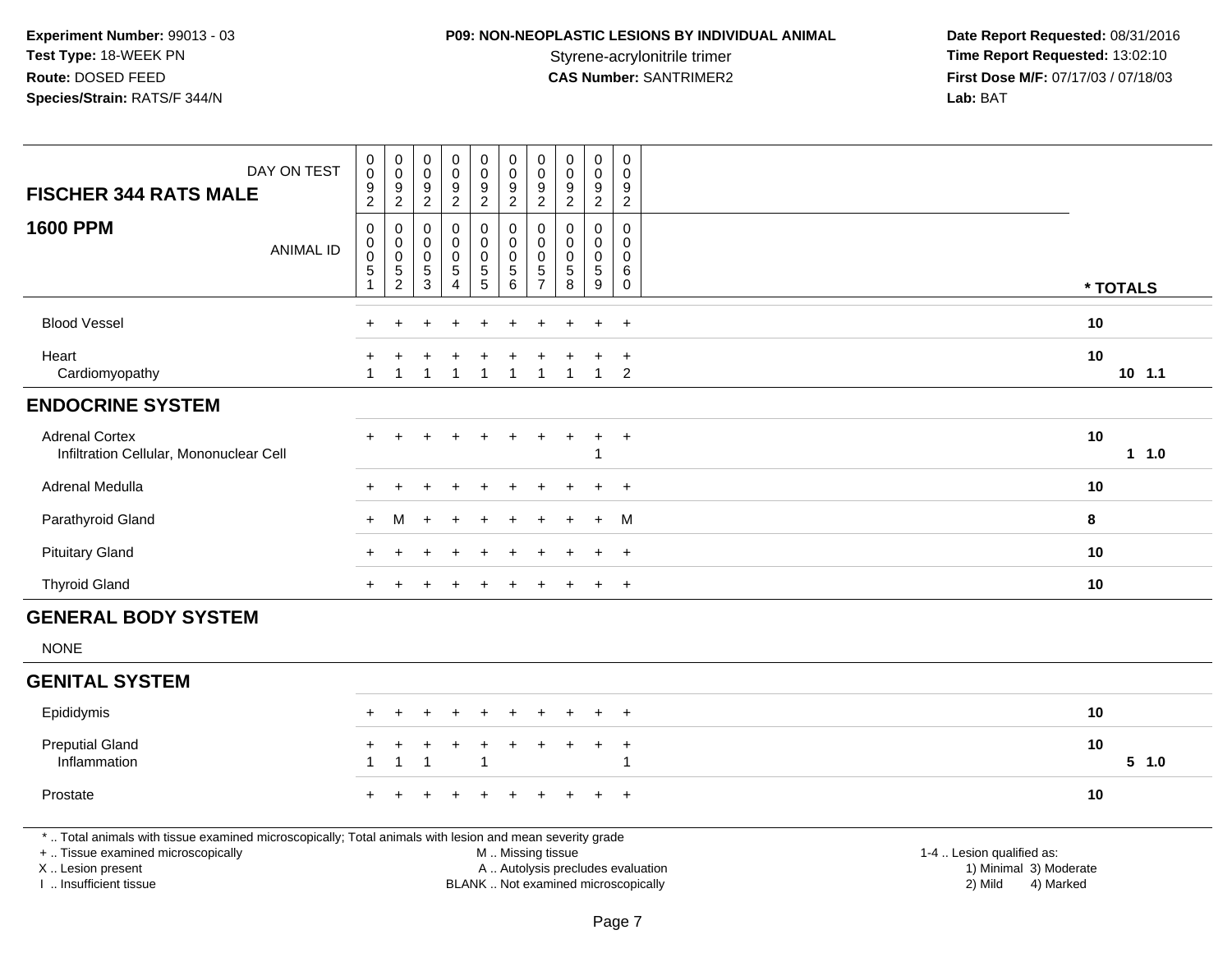**Experiment Number:** 99013 - 03
**Test Type:** 18-WEEK PN
**Route:** DOSED FEED
**Species/Strain:** RATS/F 344/N

**P09: NON-NEOPLASTIC LESIONS BY INDIVIDUAL ANIMAL**
Styrene-acrylonitrile trimer
**CAS Number:** SANTRIMER2

**Date Report Requested:** 08/31/2016
**Time Report Requested:** 13:02:10
**First Dose M/F:** 07/17/03 / 07/18/03
**Lab:** BAT

**FISCHER 344 RATS MALE**

**1600 PPM**

| DAY ON TEST | 0092 | 0092 | 0092 | 0092 | 0092 | 0092 | 0092 | 0092 | 0092 | 0092 | |
|---|---|---|---|---|---|---|---|---|---|---|---|
| ANIMAL ID | 00051 | 00052 | 00053 | 00054 | 00055 | 00056 | 00057 | 00058 | 00059 | 00060 | * TOTALS |
| Blood Vessel | + | + | + | + | + | + | + | + | + | + | 10 |
| Heart | + | + | + | + | + | + | + | + | + | + | 10 |
| Cardiomyopathy | 1 | 1 | 1 | 1 | 1 | 1 | 1 | 1 | 1 | 2 | 10 1.1 |
| **ENDOCRINE SYSTEM** | | | | | | | | | | | |
| Adrenal Cortex | + | + | + | + | + | + | + | + | + | + | 10 |
| Infiltration Cellular, Mononuclear Cell | | | | | | | | | 1 | | 1 1.0 |
| Adrenal Medulla | + | + | + | + | + | + | + | + | + | + | 10 |
| Parathyroid Gland | + | M | + | + | + | + | + | + | + | M | 8 |
| Pituitary Gland | + | + | + | + | + | + | + | + | + | + | 10 |
| Thyroid Gland | + | + | + | + | + | + | + | + | + | + | 10 |
| **GENERAL BODY SYSTEM** | | | | | | | | | | | |
| NONE | | | | | | | | | | | |
| **GENITAL SYSTEM** | | | | | | | | | | | |
| Epididymis | + | + | + | + | + | + | + | + | + | + | 10 |
| Preputial Gland | + | + | + | + | + | + | + | + | + | + | 10 |
| Inflammation | 1 | 1 | 1 | | 1 | | | | | 1 | 5 1.0 |
| Prostate | + | + | + | + | + | + | + | + | + | + | 10 |

* .. Total animals with tissue examined microscopically; Total animals with lesion and mean severity grade
+ .. Tissue examined microscopically
X .. Lesion present
I .. Insufficient tissue
M .. Missing tissue
A .. Autolysis precludes evaluation
BLANK .. Not examined microscopically
1-4 .. Lesion qualified as:
1) Minimal 3) Moderate
2) Mild 4) Marked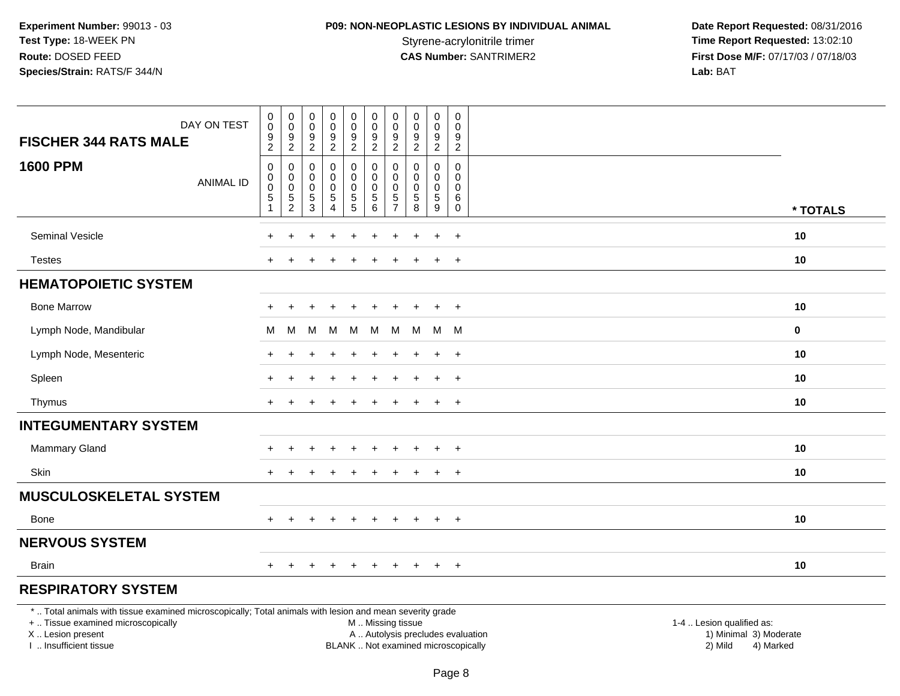**Experiment Number:** 99013 - 03
**Test Type:** 18-WEEK PN
**Route:** DOSED FEED
**Species/Strain:** RATS/F 344/N

**P09: NON-NEOPLASTIC LESIONS BY INDIVIDUAL ANIMAL**
Styrene-acrylonitrile trimer
**CAS Number:** SANTRIMER2

**Date Report Requested:** 08/31/2016
**Time Report Requested:** 13:02:10
**First Dose M/F:** 07/17/03 / 07/18/03
**Lab:** BAT

| FISCHER 344 RATS MALE — DAY ON TEST | 0092 | 0092 | 0092 | 0092 | 0092 | 0092 | 0092 | 0092 | 0092 | 0092 | |
|---|---|---|---|---|---|---|---|---|---|---|---|
| **1600 PPM** — ANIMAL ID | 00051 | 00052 | 00053 | 00054 | 00055 | 00056 | 00057 | 00058 | 00059 | 00060 | * TOTALS |
| Seminal Vesicle | + | + | + | + | + | + | + | + | + | + | 10 |
| Testes | + | + | + | + | + | + | + | + | + | + | 10 |
| **HEMATOPOIETIC SYSTEM** | | | | | | | | | | | |
| Bone Marrow | + | + | + | + | + | + | + | + | + | + | 10 |
| Lymph Node, Mandibular | M | M | M | M | M | M | M | M | M | M | 0 |
| Lymph Node, Mesenteric | + | + | + | + | + | + | + | + | + | + | 10 |
| Spleen | + | + | + | + | + | + | + | + | + | + | 10 |
| Thymus | + | + | + | + | + | + | + | + | + | + | 10 |
| **INTEGUMENTARY SYSTEM** | | | | | | | | | | | |
| Mammary Gland | + | + | + | + | + | + | + | + | + | + | 10 |
| Skin | + | + | + | + | + | + | + | + | + | + | 10 |
| **MUSCULOSKELETAL SYSTEM** | | | | | | | | | | | |
| Bone | + | + | + | + | + | + | + | + | + | + | 10 |
| **NERVOUS SYSTEM** | | | | | | | | | | | |
| Brain | + | + | + | + | + | + | + | + | + | + | 10 |
| **RESPIRATORY SYSTEM** | | | | | | | | | | | |

\* .. Total animals with tissue examined microscopically; Total animals with lesion and mean severity grade
\+ .. Tissue examined microscopically
X .. Lesion present
I .. Insufficient tissue

M .. Missing tissue
A .. Autolysis precludes evaluation
BLANK .. Not examined microscopically

1-4 .. Lesion qualified as:
1) Minimal 3) Moderate
2) Mild 4) Marked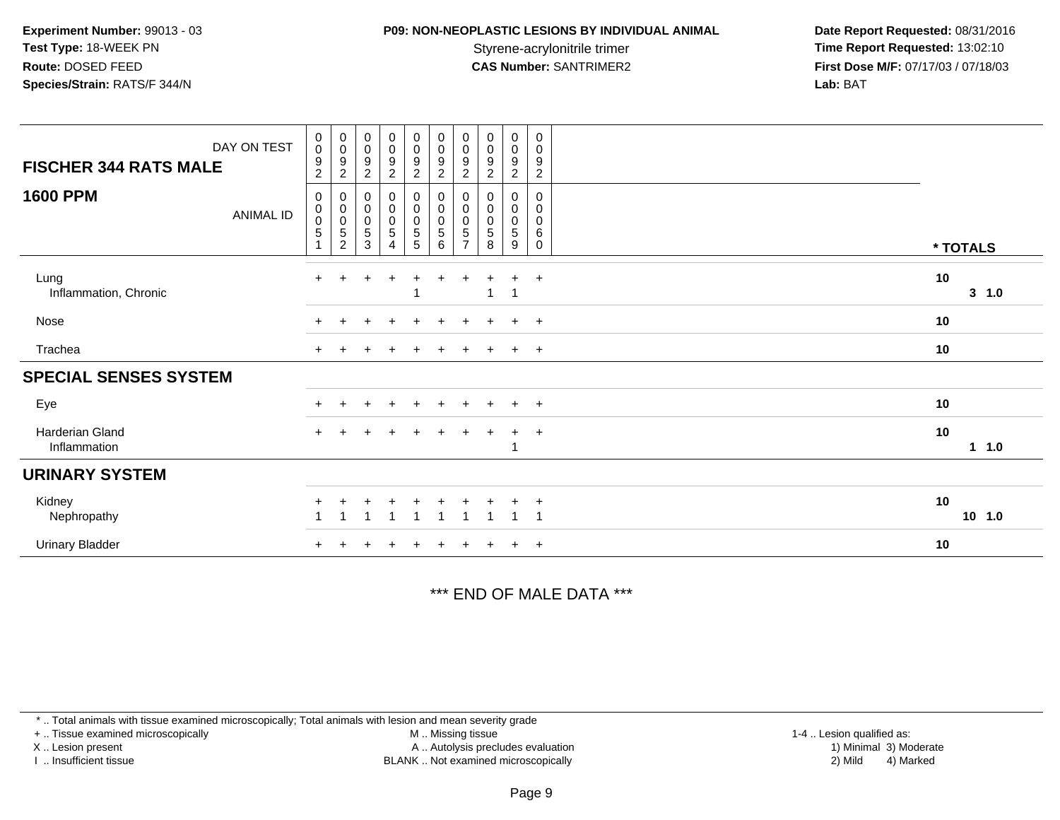**Experiment Number:** 99013 - 03
**Test Type:** 18-WEEK PN
**Route:** DOSED FEED
**Species/Strain:** RATS/F 344/N

**P09: NON-NEOPLASTIC LESIONS BY INDIVIDUAL ANIMAL**
Styrene-acrylonitrile trimer
**CAS Number:** SANTRIMER2

**Date Report Requested:** 08/31/2016
**Time Report Requested:** 13:02:10
**First Dose M/F:** 07/17/03 / 07/18/03
**Lab:** BAT

| FISCHER 344 RATS MALE — DAY ON TEST | 0092 | 0092 | 0092 | 0092 | 0092 | 0092 | 0092 | 0092 | 0092 | 0092 | |
|---|---|---|---|---|---|---|---|---|---|---|---|
| **1600 PPM** — ANIMAL ID | 00051 | 00052 | 00053 | 00054 | 00055 | 00056 | 00057 | 00058 | 00059 | 00060 | *** TOTALS** |
| Lung | + | + | + | + | + | + | + | + | + | + | **10** |
| Inflammation, Chronic | | | | | 1 | | | 1 | 1 | | **3 1.0** |
| Nose | + | + | + | + | + | + | + | + | + | + | **10** |
| Trachea | + | + | + | + | + | + | + | + | + | + | **10** |
| **SPECIAL SENSES SYSTEM** | | | | | | | | | | | |
| Eye | + | + | + | + | + | + | + | + | + | + | **10** |
| Harderian Gland | + | + | + | + | + | + | + | + | + | + | **10** |
| Inflammation | | | | | | | | | 1 | | **1 1.0** |
| **URINARY SYSTEM** | | | | | | | | | | | |
| Kidney | + | + | + | + | + | + | + | + | + | + | **10** |
| Nephropathy | 1 | 1 | 1 | 1 | 1 | 1 | 1 | 1 | 1 | 1 | **10 1.0** |
| Urinary Bladder | + | + | + | + | + | + | + | + | + | + | **10** |

*** END OF MALE DATA ***

\* .. Total animals with tissue examined microscopically; Total animals with lesion and mean severity grade
+ .. Tissue examined microscopically
X .. Lesion present
I .. Insufficient tissue
M .. Missing tissue
A .. Autolysis precludes evaluation
BLANK .. Not examined microscopically
1-4 .. Lesion qualified as:
1) Minimal 2) Mild 3) Moderate 4) Marked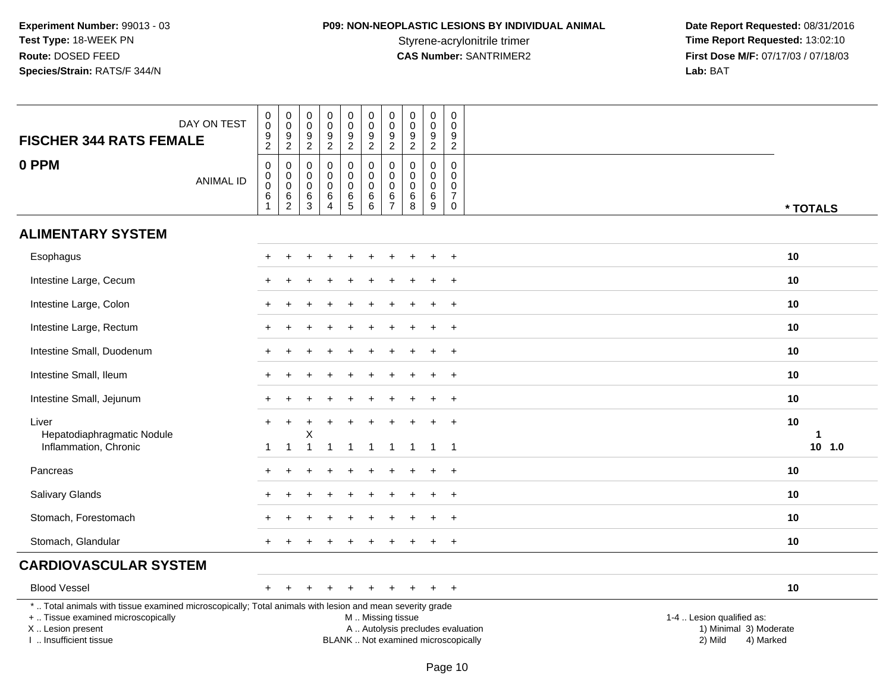**Experiment Number:** 99013 - 03
**Test Type:** 18-WEEK PN
**Route:** DOSED FEED
**Species/Strain:** RATS/F 344/N

**P09: NON-NEOPLASTIC LESIONS BY INDIVIDUAL ANIMAL**
Styrene-acrylonitrile trimer
**CAS Number:** SANTRIMER2

**Date Report Requested:** 08/31/2016
**Time Report Requested:** 13:02:10
**First Dose M/F:** 07/17/03 / 07/18/03
**Lab:** BAT

| FISCHER 344 RATS FEMALE — 0 PPM | | | | | | | | | | | |
|---|---|---|---|---|---|---|---|---|---|---|---|
| DAY ON TEST | 0092 | 0092 | 0092 | 0092 | 0092 | 0092 | 0092 | 0092 | 0092 | 0092 | |
| ANIMAL ID | 00061 | 00062 | 00063 | 00064 | 00065 | 00066 | 00067 | 00068 | 00069 | 00070 | * TOTALS |
| **ALIMENTARY SYSTEM** | | | | | | | | | | | |
| Esophagus | + | + | + | + | + | + | + | + | + | + | 10 |
| Intestine Large, Cecum | + | + | + | + | + | + | + | + | + | + | 10 |
| Intestine Large, Colon | + | + | + | + | + | + | + | + | + | + | 10 |
| Intestine Large, Rectum | + | + | + | + | + | + | + | + | + | + | 10 |
| Intestine Small, Duodenum | + | + | + | + | + | + | + | + | + | + | 10 |
| Intestine Small, Ileum | + | + | + | + | + | + | + | + | + | + | 10 |
| Intestine Small, Jejunum | + | + | + | + | + | + | + | + | + | + | 10 |
| Liver | + | + | + | + | + | + | + | + | + | + | 10 |
| Hepatodiaphragmatic Nodule | | | X | | | | | | | | 1 |
| Inflammation, Chronic | 1 | 1 | 1 | 1 | 1 | 1 | 1 | 1 | 1 | 1 | 10 1.0 |
| Pancreas | + | + | + | + | + | + | + | + | + | + | 10 |
| Salivary Glands | + | + | + | + | + | + | + | + | + | + | 10 |
| Stomach, Forestomach | + | + | + | + | + | + | + | + | + | + | 10 |
| Stomach, Glandular | + | + | + | + | + | + | + | + | + | + | 10 |
| **CARDIOVASCULAR SYSTEM** | | | | | | | | | | | |
| Blood Vessel | + | + | + | + | + | + | + | + | + | + | 10 |

\* .. Total animals with tissue examined microscopically; Total animals with lesion and mean severity grade
+ .. Tissue examined microscopically
X .. Lesion present
I .. Insufficient tissue

M .. Missing tissue
A .. Autolysis precludes evaluation
BLANK .. Not examined microscopically

1-4 .. Lesion qualified as:
1) Minimal 3) Moderate
2) Mild 4) Marked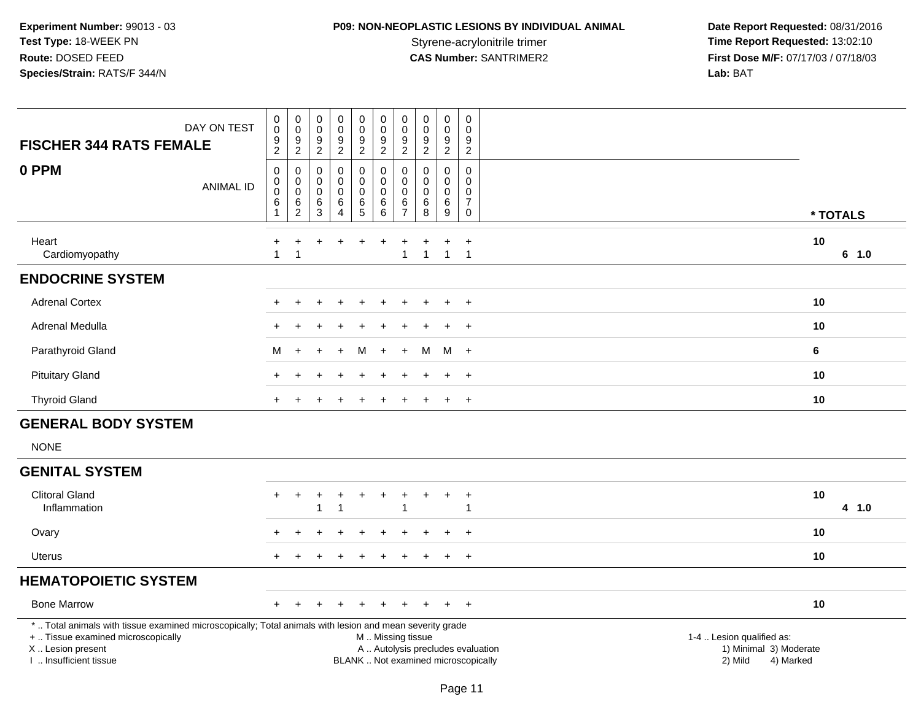**Experiment Number:** 99013 - 03
**Test Type:** 18-WEEK PN
**Route:** DOSED FEED
**Species/Strain:** RATS/F 344/N

**P09: NON-NEOPLASTIC LESIONS BY INDIVIDUAL ANIMAL**
Styrene-acrylonitrile trimer
**CAS Number:** SANTRIMER2

**Date Report Requested:** 08/31/2016
**Time Report Requested:** 13:02:10
**First Dose M/F:** 07/17/03 / 07/18/03
**Lab:** BAT

| FISCHER 344 RATS FEMALE — 0 PPM | | | | | | | | | | | |
|---|---|---|---|---|---|---|---|---|---|---|---|
| DAY ON TEST | 0092 | 0092 | 0092 | 0092 | 0092 | 0092 | 0092 | 0092 | 0092 | 0092 | |
| ANIMAL ID | 00061 | 00062 | 00063 | 00064 | 00065 | 00066 | 00067 | 00068 | 00069 | 00070 | * TOTALS |
| Heart | + | + | + | + | + | + | + | + | + | + | 10 |
| Cardiomyopathy | 1 | 1 | | | | | 1 | 1 | 1 | 1 | 6 1.0 |
| **ENDOCRINE SYSTEM** | | | | | | | | | | | |
| Adrenal Cortex | + | + | + | + | + | + | + | + | + | + | 10 |
| Adrenal Medulla | + | + | + | + | + | + | + | + | + | + | 10 |
| Parathyroid Gland | M | + | + | + | M | + | + | M | M | + | 6 |
| Pituitary Gland | + | + | + | + | + | + | + | + | + | + | 10 |
| Thyroid Gland | + | + | + | + | + | + | + | + | + | + | 10 |
| **GENERAL BODY SYSTEM** | | | | | | | | | | | |
| NONE | | | | | | | | | | | |
| **GENITAL SYSTEM** | | | | | | | | | | | |
| Clitoral Gland | + | + | + | + | + | + | + | + | + | + | 10 |
| Inflammation | | | 1 | 1 | | | 1 | | | 1 | 4 1.0 |
| Ovary | + | + | + | + | + | + | + | + | + | + | 10 |
| Uterus | + | + | + | + | + | + | + | + | + | + | 10 |
| **HEMATOPOIETIC SYSTEM** | | | | | | | | | | | |
| Bone Marrow | + | + | + | + | + | + | + | + | + | + | 10 |

* .. Total animals with tissue examined microscopically; Total animals with lesion and mean severity grade
+ .. Tissue examined microscopically
X .. Lesion present
I .. Insufficient tissue

M .. Missing tissue
A .. Autolysis precludes evaluation
BLANK .. Not examined microscopically

1-4 .. Lesion qualified as:
1) Minimal 3) Moderate
2) Mild 4) Marked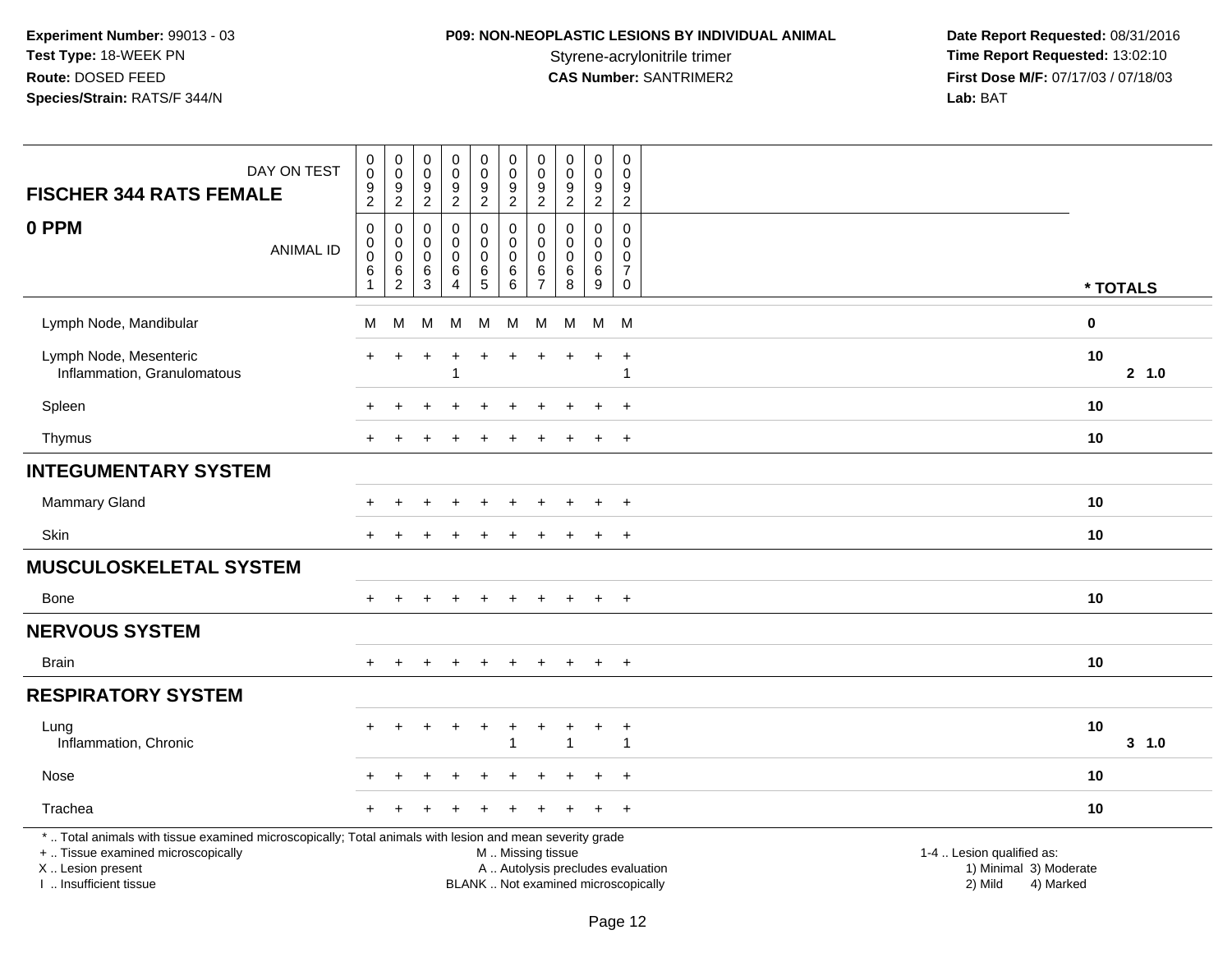**Experiment Number:** 99013 - 03
**Test Type:** 18-WEEK PN
**Route:** DOSED FEED
**Species/Strain:** RATS/F 344/N

**P09: NON-NEOPLASTIC LESIONS BY INDIVIDUAL ANIMAL**
Styrene-acrylonitrile trimer
**CAS Number:** SANTRIMER2

**Date Report Requested:** 08/31/2016
**Time Report Requested:** 13:02:10
**First Dose M/F:** 07/17/03 / 07/18/03
**Lab:** BAT

**FISCHER 344 RATS FEMALE**

**0 PPM**

| DAY ON TEST | 0092 | 0092 | 0092 | 0092 | 0092 | 0092 | 0092 | 0092 | 0092 | 0092 | |
|---|---|---|---|---|---|---|---|---|---|---|---|
| ANIMAL ID | 00061 | 00062 | 00063 | 00064 | 00065 | 00066 | 00067 | 00068 | 00069 | 00070 | * TOTALS |
| Lymph Node, Mandibular | M | M | M | M | M | M | M | M | M | M | 0 |
| Lymph Node, Mesenteric | + | + | + | + | + | + | + | + | + | + | 10 |
| Inflammation, Granulomatous | | | | 1 | | | | | | 1 | 2 1.0 |
| Spleen | + | + | + | + | + | + | + | + | + | + | 10 |
| Thymus | + | + | + | + | + | + | + | + | + | + | 10 |
| **INTEGUMENTARY SYSTEM** | | | | | | | | | | | |
| Mammary Gland | + | + | + | + | + | + | + | + | + | + | 10 |
| Skin | + | + | + | + | + | + | + | + | + | + | 10 |
| **MUSCULOSKELETAL SYSTEM** | | | | | | | | | | | |
| Bone | + | + | + | + | + | + | + | + | + | + | 10 |
| **NERVOUS SYSTEM** | | | | | | | | | | | |
| Brain | + | + | + | + | + | + | + | + | + | + | 10 |
| **RESPIRATORY SYSTEM** | | | | | | | | | | | |
| Lung | + | + | + | + | + | + | + | + | + | + | 10 |
| Inflammation, Chronic | | | | | | 1 | | 1 | | 1 | 3 1.0 |
| Nose | + | + | + | + | + | + | + | + | + | + | 10 |
| Trachea | + | + | + | + | + | + | + | + | + | + | 10 |

* .. Total animals with tissue examined microscopically; Total animals with lesion and mean severity grade
+ .. Tissue examined microscopically
X .. Lesion present
I .. Insufficient tissue

M .. Missing tissue
A .. Autolysis precludes evaluation
BLANK .. Not examined microscopically

1-4 .. Lesion qualified as:
1) Minimal 3) Moderate
2) Mild 4) Marked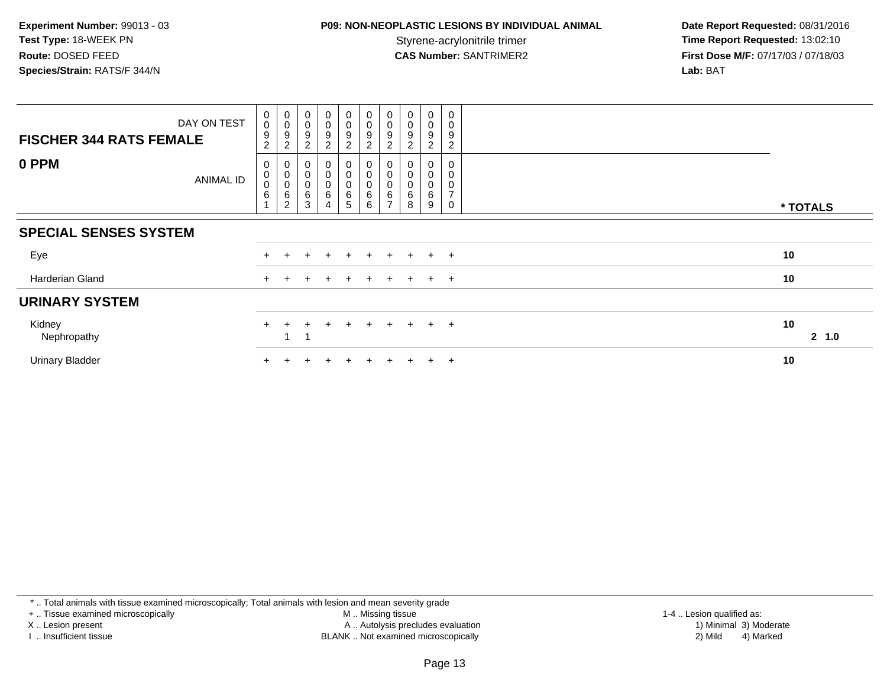**Experiment Number:** 99013 - 03
**Test Type:** 18-WEEK PN
**Route:** DOSED FEED
**Species/Strain:** RATS/F 344/N

**P09: NON-NEOPLASTIC LESIONS BY INDIVIDUAL ANIMAL**
Styrene-acrylonitrile trimer
**CAS Number:** SANTRIMER2

**Date Report Requested:** 08/31/2016
**Time Report Requested:** 13:02:10
**First Dose M/F:** 07/17/03 / 07/18/03
**Lab:** BAT

| FISCHER 344 RATS FEMALE — DAY ON TEST | 0092 | 0092 | 0092 | 0092 | 0092 | 0092 | 0092 | 0092 | 0092 | 0092 | |
|---|---|---|---|---|---|---|---|---|---|---|---|
| **0 PPM** — ANIMAL ID | 00061 | 00062 | 00063 | 00064 | 00065 | 00066 | 00067 | 00068 | 00069 | 00070 | *** TOTALS** |
| **SPECIAL SENSES SYSTEM** | | | | | | | | | | | |
| Eye | + | + | + | + | + | + | + | + | + | + | 10 |
| Harderian Gland | + | + | + | + | + | + | + | + | + | + | 10 |
| **URINARY SYSTEM** | | | | | | | | | | | |
| Kidney | + | + | + | + | + | + | + | + | + | + | 10 |
| Nephropathy | | 1 | 1 | | | | | | | | 2 1.0 |
| Urinary Bladder | + | + | + | + | + | + | + | + | + | + | 10 |

* .. Total animals with tissue examined microscopically; Total animals with lesion and mean severity grade
+ .. Tissue examined microscopically
X .. Lesion present
I .. Insufficient tissue
M .. Missing tissue
A .. Autolysis precludes evaluation
BLANK .. Not examined microscopically
1-4 .. Lesion qualified as:
1) Minimal 3) Moderate
2) Mild 4) Marked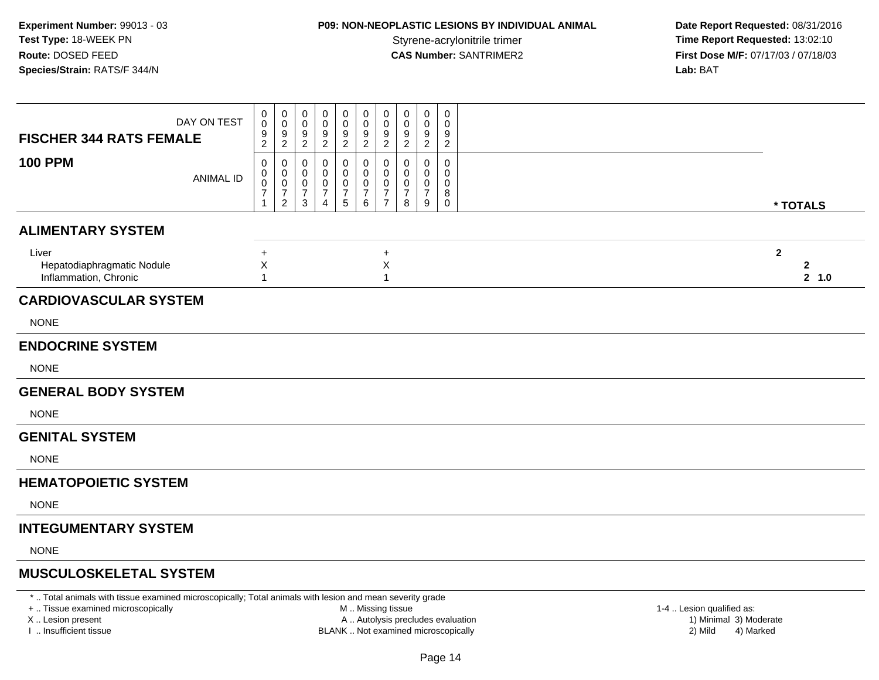**Experiment Number:** 99013 - 03
**Test Type:** 18-WEEK PN
**Route:** DOSED FEED
**Species/Strain:** RATS/F 344/N

**P09: NON-NEOPLASTIC LESIONS BY INDIVIDUAL ANIMAL**
Styrene-acrylonitrile trimer
**CAS Number:** SANTRIMER2

**Date Report Requested:** 08/31/2016
**Time Report Requested:** 13:02:10
**First Dose M/F:** 07/17/03 / 07/18/03
**Lab:** BAT

| FISCHER 344 RATS FEMALE / 100 PPM | | | | | | | | | | | |
|---|---|---|---|---|---|---|---|---|---|---|---|
| DAY ON TEST | 0092 | 0092 | 0092 | 0092 | 0092 | 0092 | 0092 | 0092 | 0092 | 0092 | |
| ANIMAL ID | 00071 | 00072 | 00073 | 00074 | 00075 | 00076 | 00077 | 00078 | 00079 | 00080 | * TOTALS |
| **ALIMENTARY SYSTEM** | | | | | | | | | | | |
| Liver | + | | | | | | + | | | | 2 |
| Hepatodiaphragmatic Nodule | X | | | | | | X | | | | 2 |
| Inflammation, Chronic | 1 | | | | | | 1 | | | | 2 1.0 |
| **CARDIOVASCULAR SYSTEM** | | | | | | | | | | | |
| NONE | | | | | | | | | | | |
| **ENDOCRINE SYSTEM** | | | | | | | | | | | |
| NONE | | | | | | | | | | | |
| **GENERAL BODY SYSTEM** | | | | | | | | | | | |
| NONE | | | | | | | | | | | |
| **GENITAL SYSTEM** | | | | | | | | | | | |
| NONE | | | | | | | | | | | |
| **HEMATOPOIETIC SYSTEM** | | | | | | | | | | | |
| NONE | | | | | | | | | | | |
| **INTEGUMENTARY SYSTEM** | | | | | | | | | | | |
| NONE | | | | | | | | | | | |
| **MUSCULOSKELETAL SYSTEM** | | | | | | | | | | | |

* .. Total animals with tissue examined microscopically; Total animals with lesion and mean severity grade
+ .. Tissue examined microscopically
X .. Lesion present
I .. Insufficient tissue
M .. Missing tissue
A .. Autolysis precludes evaluation
BLANK .. Not examined microscopically
1-4 .. Lesion qualified as:
1) Minimal 3) Moderate
2) Mild 4) Marked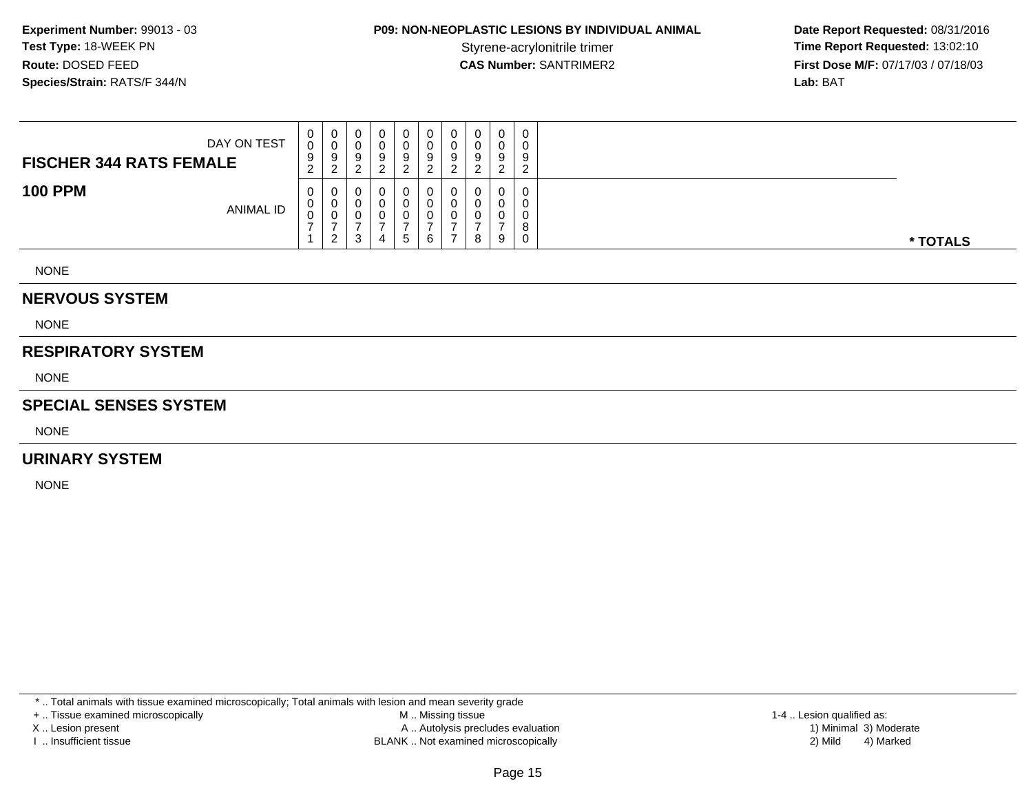**Experiment Number:** 99013 - 03
**Test Type:** 18-WEEK PN
**Route:** DOSED FEED
**Species/Strain:** RATS/F 344/N

**P09: NON-NEOPLASTIC LESIONS BY INDIVIDUAL ANIMAL**
Styrene-acrylonitrile trimer
**CAS Number:** SANTRIMER2

**Date Report Requested:** 08/31/2016
**Time Report Requested:** 13:02:10
**First Dose M/F:** 07/17/03 / 07/18/03
**Lab:** BAT

| FISCHER 344 RATS FEMALE / 100 PPM | | | | | | | | | | | |
|---|---|---|---|---|---|---|---|---|---|---|---|
| DAY ON TEST | 0092 | 0092 | 0092 | 0092 | 0092 | 0092 | 0092 | 0092 | 0092 | 0092 | |
| ANIMAL ID | 00071 | 00072 | 00073 | 00074 | 00075 | 00076 | 00077 | 00078 | 00079 | 00080 | * TOTALS |

NONE

## NERVOUS SYSTEM

NONE

## RESPIRATORY SYSTEM

NONE

## SPECIAL SENSES SYSTEM

NONE

## URINARY SYSTEM

NONE

\* .. Total animals with tissue examined microscopically; Total animals with lesion and mean severity grade
+ .. Tissue examined microscopically
X .. Lesion present
I .. Insufficient tissue
M .. Missing tissue
A .. Autolysis precludes evaluation
BLANK .. Not examined microscopically
1-4 .. Lesion qualified as:
1) Minimal 3) Moderate
2) Mild 4) Marked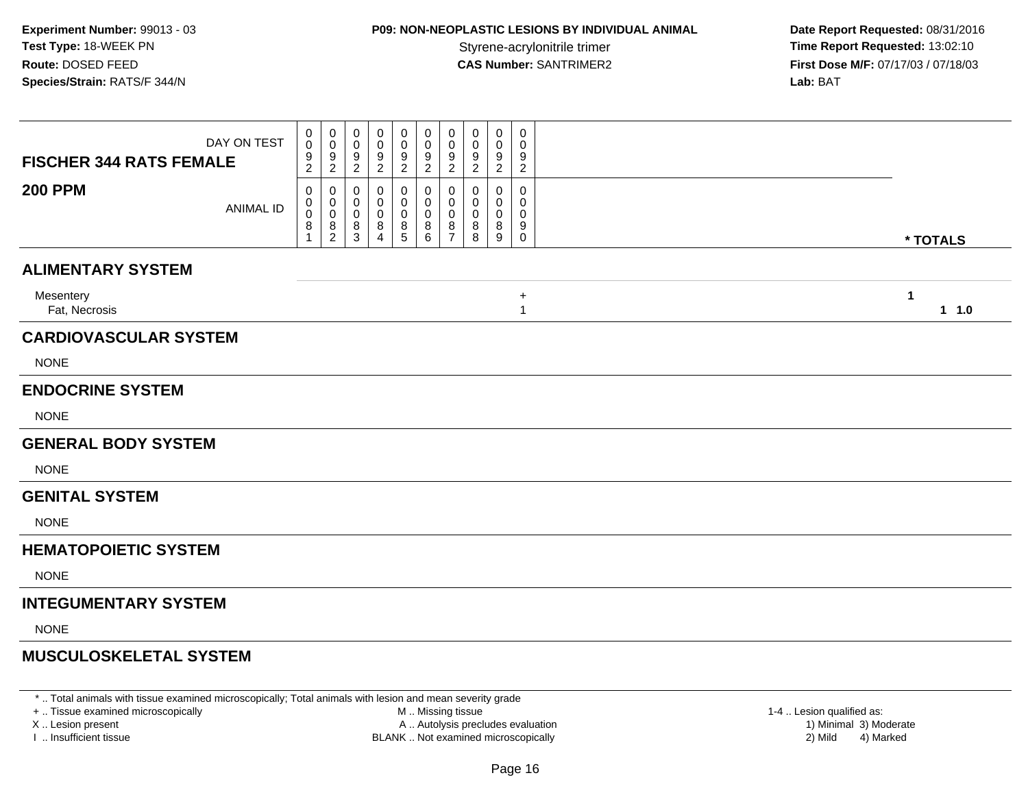**Experiment Number:** 99013 - 03
**Test Type:** 18-WEEK PN
**Route:** DOSED FEED
**Species/Strain:** RATS/F 344/N

**P09: NON-NEOPLASTIC LESIONS BY INDIVIDUAL ANIMAL**
Styrene-acrylonitrile trimer
**CAS Number:** SANTRIMER2

**Date Report Requested:** 08/31/2016
**Time Report Requested:** 13:02:10
**First Dose M/F:** 07/17/03 / 07/18/03
**Lab:** BAT

| FISCHER 344 RATS FEMALE / 200 PPM | | | | | | | | | | | |
|---|---|---|---|---|---|---|---|---|---|---|---|
| DAY ON TEST | 0092 | 0092 | 0092 | 0092 | 0092 | 0092 | 0092 | 0092 | 0092 | 0092 | |
| ANIMAL ID | 00081 | 00082 | 00083 | 00084 | 00085 | 00086 | 00087 | 00088 | 00089 | 00090 | * TOTALS |
| **ALIMENTARY SYSTEM** | | | | | | | | | | | |
| Mesentery | | | | | | | | | | + | 1 |
| Fat, Necrosis | | | | | | | | | | 1 | 1 1.0 |
| **CARDIOVASCULAR SYSTEM** | | | | | | | | | | | |
| NONE | | | | | | | | | | | |
| **ENDOCRINE SYSTEM** | | | | | | | | | | | |
| NONE | | | | | | | | | | | |
| **GENERAL BODY SYSTEM** | | | | | | | | | | | |
| NONE | | | | | | | | | | | |
| **GENITAL SYSTEM** | | | | | | | | | | | |
| NONE | | | | | | | | | | | |
| **HEMATOPOIETIC SYSTEM** | | | | | | | | | | | |
| NONE | | | | | | | | | | | |
| **INTEGUMENTARY SYSTEM** | | | | | | | | | | | |
| NONE | | | | | | | | | | | |
| **MUSCULOSKELETAL SYSTEM** | | | | | | | | | | | |

* .. Total animals with tissue examined microscopically; Total animals with lesion and mean severity grade
+ .. Tissue examined microscopically
X .. Lesion present
I .. Insufficient tissue

M .. Missing tissue
A .. Autolysis precludes evaluation
BLANK .. Not examined microscopically

1-4 .. Lesion qualified as:
1) Minimal 3) Moderate
2) Mild 4) Marked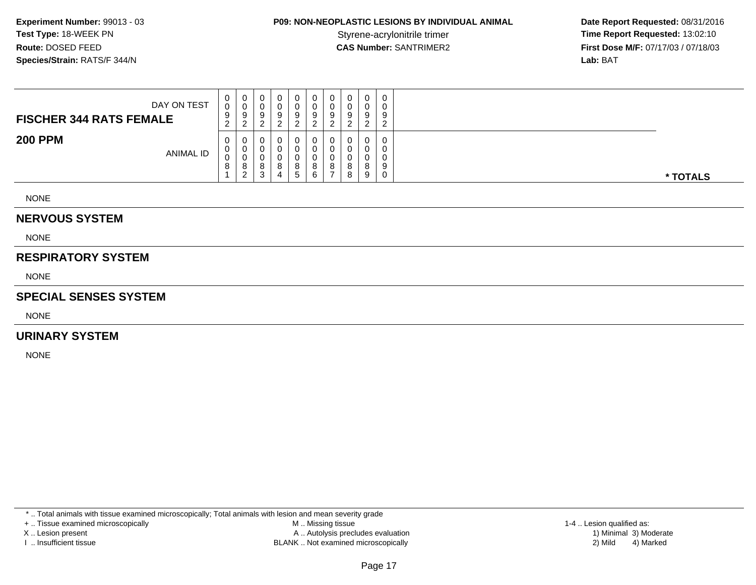**Experiment Number:** 99013 - 03
**Test Type:** 18-WEEK PN
**Route:** DOSED FEED
**Species/Strain:** RATS/F 344/N

**P09: NON-NEOPLASTIC LESIONS BY INDIVIDUAL ANIMAL**
Styrene-acrylonitrile trimer
**CAS Number:** SANTRIMER2

**Date Report Requested:** 08/31/2016
**Time Report Requested:** 13:02:10
**First Dose M/F:** 07/17/03 / 07/18/03
**Lab:** BAT

| FISCHER 344 RATS FEMALE<br>200 PPM | DAY ON TEST | 0092 | 0092 | 0092 | 0092 | 0092 | 0092 | 0092 | 0092 | 0092 | 0092 | |
|---|---|---|---|---|---|---|---|---|---|---|---|---|
| | ANIMAL ID | 00081 | 00082 | 00083 | 00084 | 00085 | 00086 | 00087 | 00088 | 00089 | 00090 | * TOTALS |

NONE

## NERVOUS SYSTEM

NONE

## RESPIRATORY SYSTEM

NONE

## SPECIAL SENSES SYSTEM

NONE

## URINARY SYSTEM

NONE

* .. Total animals with tissue examined microscopically; Total animals with lesion and mean severity grade
+ .. Tissue examined microscopically
X .. Lesion present
I .. Insufficient tissue
M .. Missing tissue
A .. Autolysis precludes evaluation
BLANK .. Not examined microscopically
1-4 .. Lesion qualified as:
1) Minimal 3) Moderate
2) Mild 4) Marked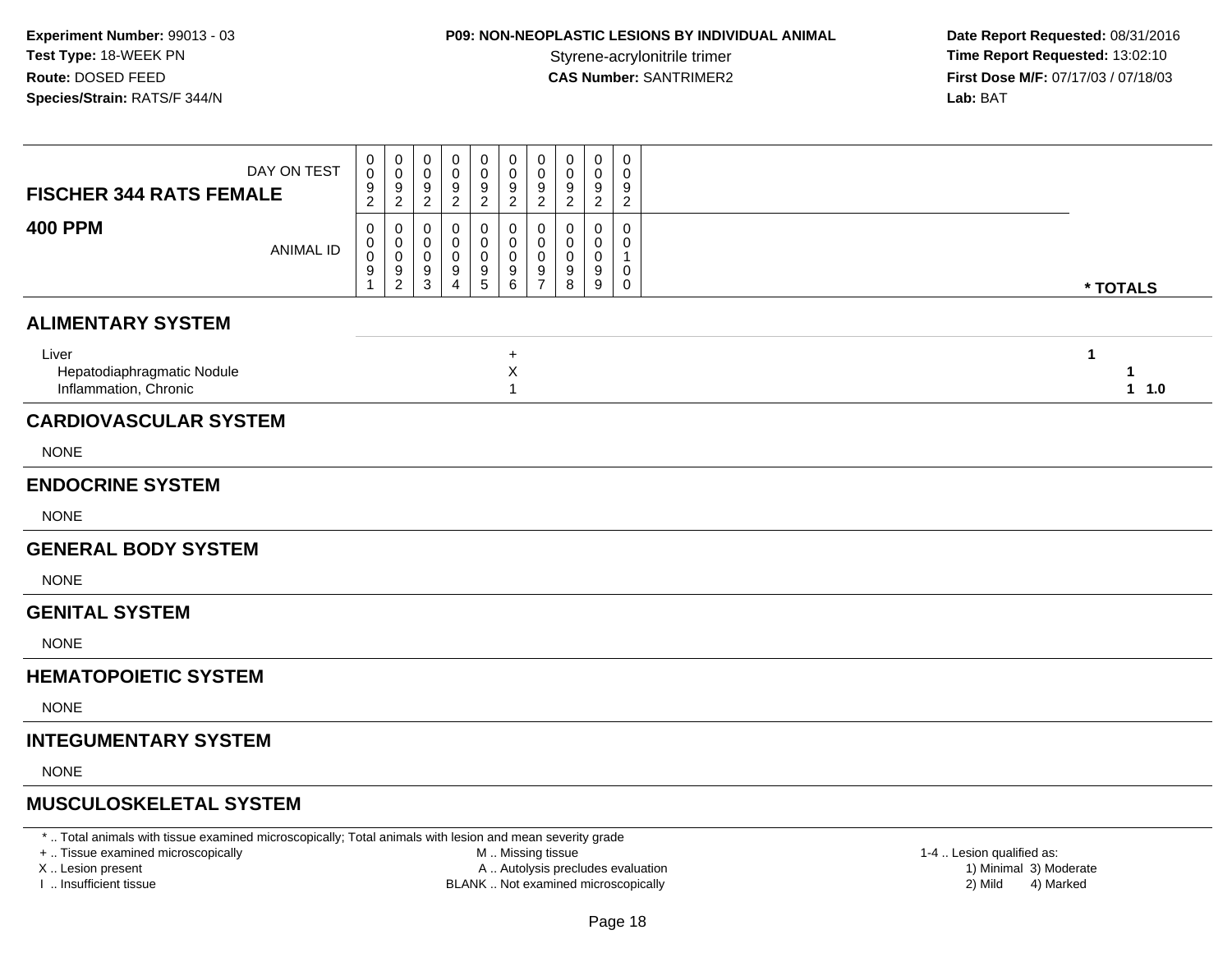**Experiment Number:** 99013 - 03
**Test Type:** 18-WEEK PN
**Route:** DOSED FEED
**Species/Strain:** RATS/F 344/N

**P09: NON-NEOPLASTIC LESIONS BY INDIVIDUAL ANIMAL**
Styrene-acrylonitrile trimer
**CAS Number:** SANTRIMER2

**Date Report Requested:** 08/31/2016
**Time Report Requested:** 13:02:10
**First Dose M/F:** 07/17/03 / 07/18/03
**Lab:** BAT

| FISCHER 344 RATS FEMALE — DAY ON TEST | 0092 | 0092 | 0092 | 0092 | 0092 | 0092 | 0092 | 0092 | 0092 | 0092 | |
|---|---|---|---|---|---|---|---|---|---|---|---|
| **400 PPM** — ANIMAL ID | 00091 | 00092 | 00093 | 00094 | 00095 | 00096 | 00097 | 00098 | 00099 | 00100 | * TOTALS |
| **ALIMENTARY SYSTEM** | | | | | | | | | | | |
| Liver | | | | | | + | | | | | 1 |
| Hepatodiaphragmatic Nodule | | | | | | X | | | | | 1 |
| Inflammation, Chronic | | | | | | 1 | | | | | 1 1.0 |
| **CARDIOVASCULAR SYSTEM** | | | | | | | | | | | |
| NONE | | | | | | | | | | | |
| **ENDOCRINE SYSTEM** | | | | | | | | | | | |
| NONE | | | | | | | | | | | |
| **GENERAL BODY SYSTEM** | | | | | | | | | | | |
| NONE | | | | | | | | | | | |
| **GENITAL SYSTEM** | | | | | | | | | | | |
| NONE | | | | | | | | | | | |
| **HEMATOPOIETIC SYSTEM** | | | | | | | | | | | |
| NONE | | | | | | | | | | | |
| **INTEGUMENTARY SYSTEM** | | | | | | | | | | | |
| NONE | | | | | | | | | | | |
| **MUSCULOSKELETAL SYSTEM** | | | | | | | | | | | |

* .. Total animals with tissue examined microscopically; Total animals with lesion and mean severity grade
+ .. Tissue examined microscopically
X .. Lesion present
I .. Insufficient tissue

M .. Missing tissue
A .. Autolysis precludes evaluation
BLANK .. Not examined microscopically

1-4 .. Lesion qualified as:
1) Minimal 3) Moderate
2) Mild 4) Marked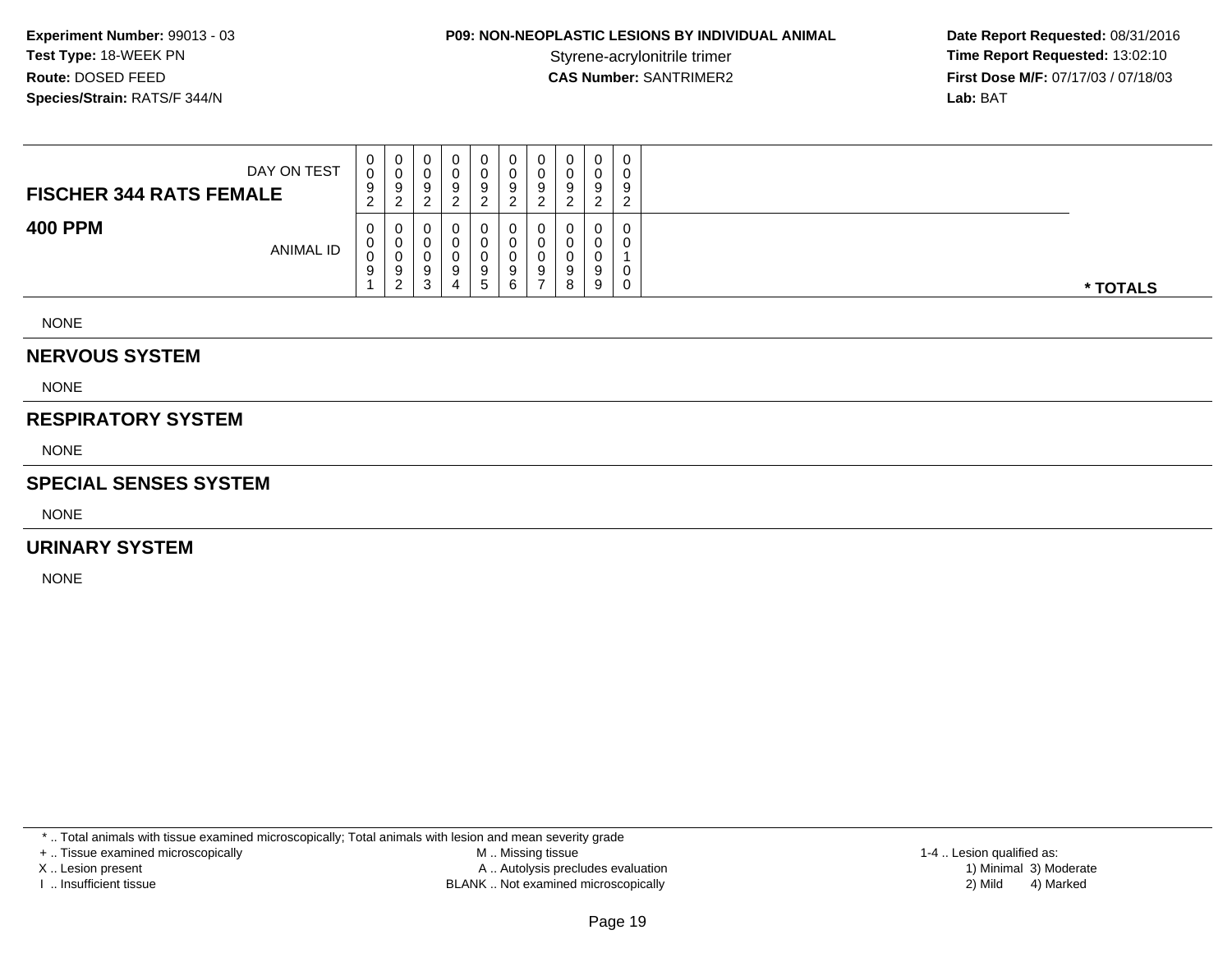**Experiment Number:** 99013 - 03
**Test Type:** 18-WEEK PN
**Route:** DOSED FEED
**Species/Strain:** RATS/F 344/N

**P09: NON-NEOPLASTIC LESIONS BY INDIVIDUAL ANIMAL**
Styrene-acrylonitrile trimer
**CAS Number:** SANTRIMER2

**Date Report Requested:** 08/31/2016
**Time Report Requested:** 13:02:10
**First Dose M/F:** 07/17/03 / 07/18/03
**Lab:** BAT

| **FISCHER 344 RATS FEMALE** DAY ON TEST | 0092 | 0092 | 0092 | 0092 | 0092 | 0092 | 0092 | 0092 | 0092 | 0092 | |
|---|---|---|---|---|---|---|---|---|---|---|---|
| **400 PPM** ANIMAL ID | 00091 | 00092 | 00093 | 00094 | 00095 | 00096 | 00097 | 00098 | 00099 | 00100 | *** TOTALS** |

NONE

## NERVOUS SYSTEM

NONE

## RESPIRATORY SYSTEM

NONE

## SPECIAL SENSES SYSTEM

NONE

## URINARY SYSTEM

NONE

* .. Total animals with tissue examined microscopically; Total animals with lesion and mean severity grade
+ .. Tissue examined microscopically
X .. Lesion present
I .. Insufficient tissue
M .. Missing tissue
A .. Autolysis precludes evaluation
BLANK .. Not examined microscopically
1-4 .. Lesion qualified as:
1) Minimal 3) Moderate
2) Mild 4) Marked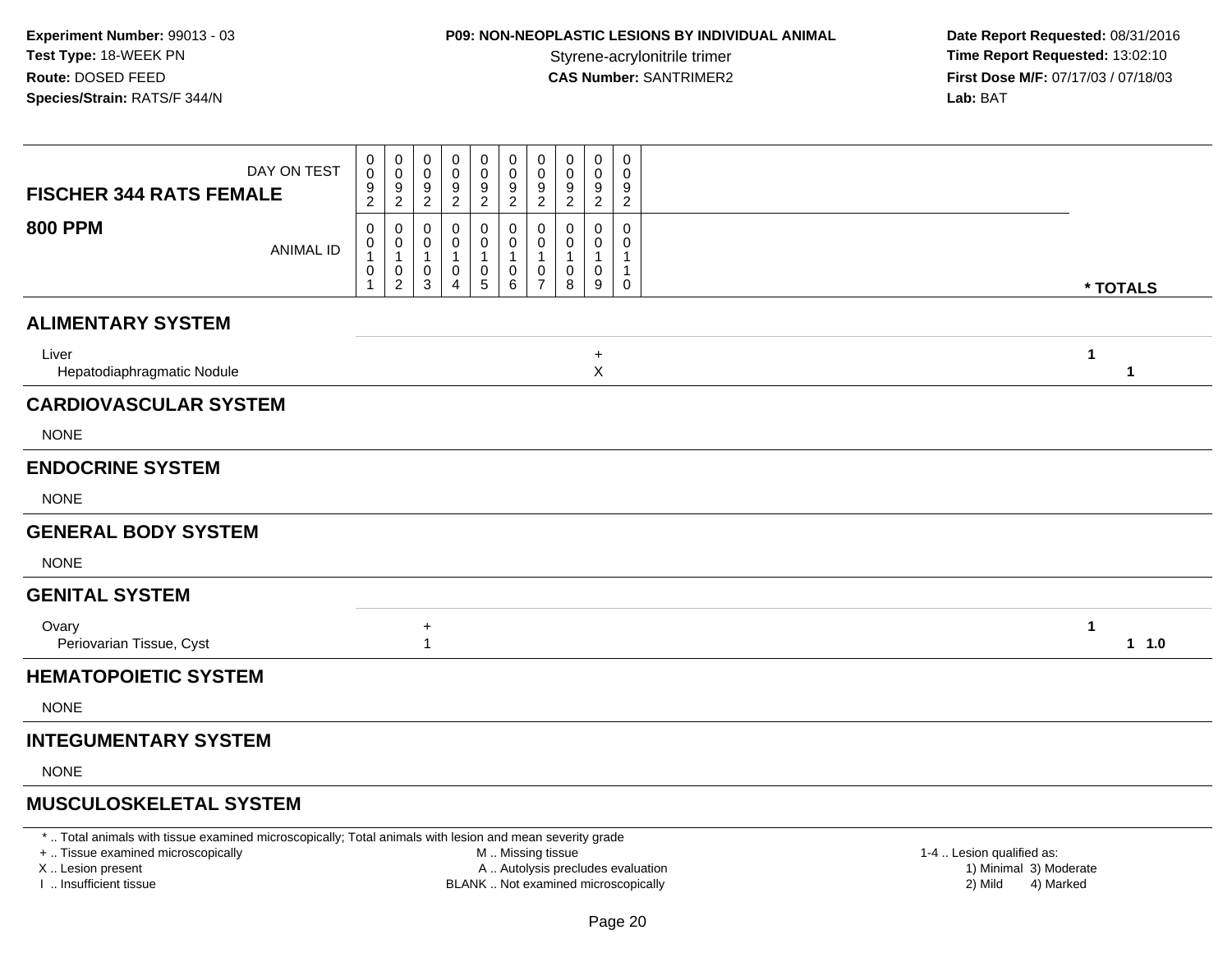**Experiment Number:** 99013 - 03
**Test Type:** 18-WEEK PN
**Route:** DOSED FEED
**Species/Strain:** RATS/F 344/N

**P09: NON-NEOPLASTIC LESIONS BY INDIVIDUAL ANIMAL**
Styrene-acrylonitrile trimer
**CAS Number:** SANTRIMER2

**Date Report Requested:** 08/31/2016
**Time Report Requested:** 13:02:10
**First Dose M/F:** 07/17/03 / 07/18/03
**Lab:** BAT

| FISCHER 344 RATS FEMALE — DAY ON TEST | 0092 | 0092 | 0092 | 0092 | 0092 | 0092 | 0092 | 0092 | 0092 | 0092 | |
|---|---|---|---|---|---|---|---|---|---|---|---|
| **800 PPM** — ANIMAL ID | 00101 | 00102 | 00103 | 00104 | 00105 | 00106 | 00107 | 00108 | 00109 | 00110 | *** TOTALS** |
| **ALIMENTARY SYSTEM** | | | | | | | | | | | |
| Liver | | | | | | | | | + | | **1** |
| Hepatodiaphragmatic Nodule | | | | | | | | | X | | **1** |
| **CARDIOVASCULAR SYSTEM** | | | | | | | | | | | |
| NONE | | | | | | | | | | | |
| **ENDOCRINE SYSTEM** | | | | | | | | | | | |
| NONE | | | | | | | | | | | |
| **GENERAL BODY SYSTEM** | | | | | | | | | | | |
| NONE | | | | | | | | | | | |
| **GENITAL SYSTEM** | | | | | | | | | | | |
| Ovary | | | + | | | | | | | | **1** |
| Periovarian Tissue, Cyst | | | 1 | | | | | | | | **1 1.0** |
| **HEMATOPOIETIC SYSTEM** | | | | | | | | | | | |
| NONE | | | | | | | | | | | |
| **INTEGUMENTARY SYSTEM** | | | | | | | | | | | |
| NONE | | | | | | | | | | | |
| **MUSCULOSKELETAL SYSTEM** | | | | | | | | | | | |

* .. Total animals with tissue examined microscopically; Total animals with lesion and mean severity grade
+ .. Tissue examined microscopically
X .. Lesion present
I .. Insufficient tissue

M .. Missing tissue
A .. Autolysis precludes evaluation
BLANK .. Not examined microscopically

1-4 .. Lesion qualified as:
1) Minimal 3) Moderate
2) Mild 4) Marked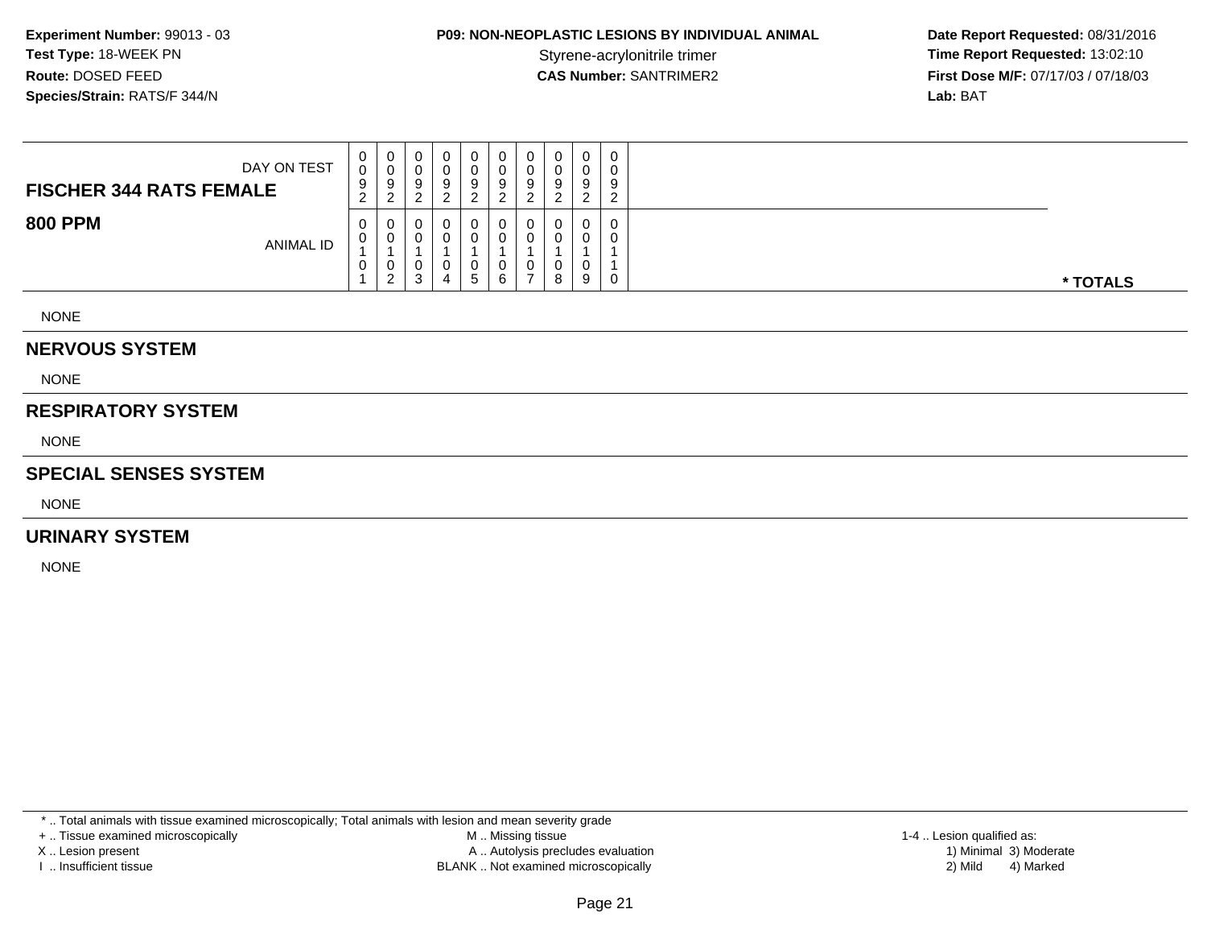**Experiment Number:** 99013 - 03
**Test Type:** 18-WEEK PN
**Route:** DOSED FEED
**Species/Strain:** RATS/F 344/N

**P09: NON-NEOPLASTIC LESIONS BY INDIVIDUAL ANIMAL**
Styrene-acrylonitrile trimer
**CAS Number:** SANTRIMER2

**Date Report Requested:** 08/31/2016
**Time Report Requested:** 13:02:10
**First Dose M/F:** 07/17/03 / 07/18/03
**Lab:** BAT

| FISCHER 344 RATS FEMALE — DAY ON TEST | 0092 | 0092 | 0092 | 0092 | 0092 | 0092 | 0092 | 0092 | 0092 | 0092 | |
|---|---|---|---|---|---|---|---|---|---|---|---|
| **800 PPM** — ANIMAL ID | 00101 | 00102 | 00103 | 00104 | 00105 | 00106 | 00107 | 00108 | 00109 | 00110 | *** TOTALS** |
| NONE | | | | | | | | | | | |
| **NERVOUS SYSTEM** | | | | | | | | | | | |
| NONE | | | | | | | | | | | |
| **RESPIRATORY SYSTEM** | | | | | | | | | | | |
| NONE | | | | | | | | | | | |
| **SPECIAL SENSES SYSTEM** | | | | | | | | | | | |
| NONE | | | | | | | | | | | |
| **URINARY SYSTEM** | | | | | | | | | | | |
| NONE | | | | | | | | | | | |

* .. Total animals with tissue examined microscopically; Total animals with lesion and mean severity grade

+ .. Tissue examined microscopically
X .. Lesion present
I .. Insufficient tissue

M .. Missing tissue
A .. Autolysis precludes evaluation
BLANK .. Not examined microscopically

1-4 .. Lesion qualified as:
1) Minimal 3) Moderate
2) Mild 4) Marked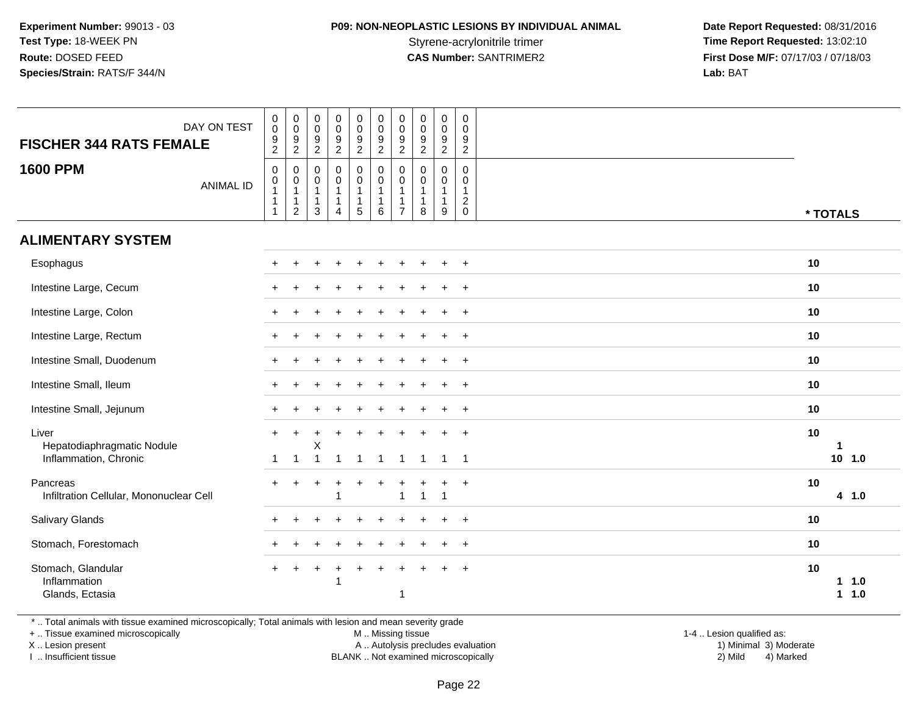**Experiment Number:** 99013 - 03
**Test Type:** 18-WEEK PN
**Route:** DOSED FEED
**Species/Strain:** RATS/F 344/N

**P09: NON-NEOPLASTIC LESIONS BY INDIVIDUAL ANIMAL**
Styrene-acrylonitrile trimer
**CAS Number:** SANTRIMER2

**Date Report Requested:** 08/31/2016
**Time Report Requested:** 13:02:10
**First Dose M/F:** 07/17/03 / 07/18/03
**Lab:** BAT

| FISCHER 344 RATS FEMALE — DAY ON TEST | 0092 | 0092 | 0092 | 0092 | 0092 | 0092 | 0092 | 0092 | 0092 | 0092 | |
|---|---|---|---|---|---|---|---|---|---|---|---|
| **1600 PPM** — ANIMAL ID | 00111 | 00112 | 00113 | 00114 | 00115 | 00116 | 00117 | 00118 | 00119 | 00120 | * TOTALS |
| **ALIMENTARY SYSTEM** | | | | | | | | | | | |
| Esophagus | + | + | + | + | + | + | + | + | + | + | 10 |
| Intestine Large, Cecum | + | + | + | + | + | + | + | + | + | + | 10 |
| Intestine Large, Colon | + | + | + | + | + | + | + | + | + | + | 10 |
| Intestine Large, Rectum | + | + | + | + | + | + | + | + | + | + | 10 |
| Intestine Small, Duodenum | + | + | + | + | + | + | + | + | + | + | 10 |
| Intestine Small, Ileum | + | + | + | + | + | + | + | + | + | + | 10 |
| Intestine Small, Jejunum | + | + | + | + | + | + | + | + | + | + | 10 |
| Liver | + | + | + | + | + | + | + | + | + | + | 10 |
| Hepatodiaphragmatic Nodule | | | X | | | | | | | | 1 |
| Inflammation, Chronic | 1 | 1 | 1 | 1 | 1 | 1 | 1 | 1 | 1 | 1 | 10 1.0 |
| Pancreas | + | + | + | + | + | + | + | + | + | + | 10 |
| Infiltration Cellular, Mononuclear Cell | | | | 1 | | | 1 | 1 | 1 | | 4 1.0 |
| Salivary Glands | + | + | + | + | + | + | + | + | + | + | 10 |
| Stomach, Forestomach | + | + | + | + | + | + | + | + | + | + | 10 |
| Stomach, Glandular | + | + | + | + | + | + | + | + | + | + | 10 |
| Inflammation | | | | 1 | | | | | | | 1 1.0 |
| Glands, Ectasia | | | | | | | 1 | | | | 1 1.0 |

\* .. Total animals with tissue examined microscopically; Total animals with lesion and mean severity grade
\+ .. Tissue examined microscopically
X .. Lesion present
I .. Insufficient tissue

M .. Missing tissue
A .. Autolysis precludes evaluation
BLANK .. Not examined microscopically

1-4 .. Lesion qualified as:
1) Minimal 3) Moderate
2) Mild 4) Marked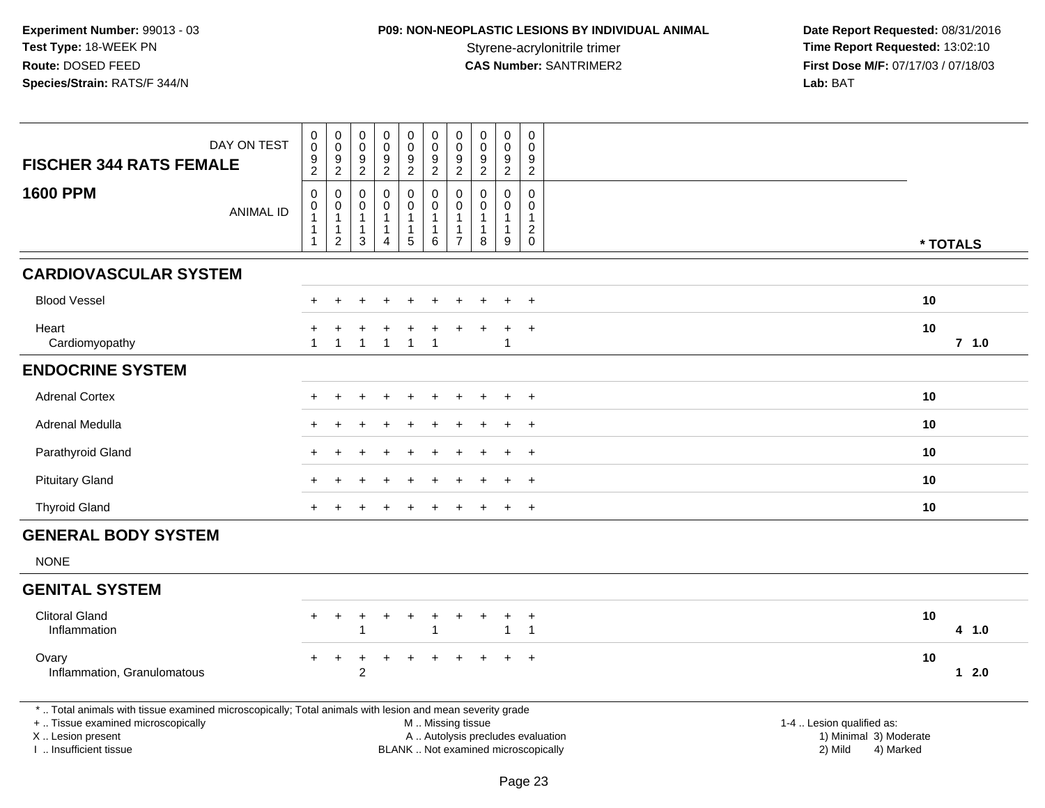**Experiment Number:** 99013 - 03
**Test Type:** 18-WEEK PN
**Route:** DOSED FEED
**Species/Strain:** RATS/F 344/N

**P09: NON-NEOPLASTIC LESIONS BY INDIVIDUAL ANIMAL**
Styrene-acrylonitrile trimer
**CAS Number:** SANTRIMER2

**Date Report Requested:** 08/31/2016
**Time Report Requested:** 13:02:10
**First Dose M/F:** 07/17/03 / 07/18/03
**Lab:** BAT

| FISCHER 344 RATS FEMALE — DAY ON TEST | 0092 | 0092 | 0092 | 0092 | 0092 | 0092 | 0092 | 0092 | 0092 | 0092 | |
|---|---|---|---|---|---|---|---|---|---|---|---|
| **1600 PPM** — ANIMAL ID | 00111 | 00112 | 00113 | 00114 | 00115 | 00116 | 00117 | 00118 | 00119 | 00120 | * TOTALS |
| **CARDIOVASCULAR SYSTEM** | | | | | | | | | | | |
| Blood Vessel | + | + | + | + | + | + | + | + | + | + | 10 |
| Heart | + | + | + | + | + | + | + | + | + | + | 10 |
| Cardiomyopathy | 1 | 1 | 1 | 1 | 1 | 1 | | | 1 | | 7 1.0 |
| **ENDOCRINE SYSTEM** | | | | | | | | | | | |
| Adrenal Cortex | + | + | + | + | + | + | + | + | + | + | 10 |
| Adrenal Medulla | + | + | + | + | + | + | + | + | + | + | 10 |
| Parathyroid Gland | + | + | + | + | + | + | + | + | + | + | 10 |
| Pituitary Gland | + | + | + | + | + | + | + | + | + | + | 10 |
| Thyroid Gland | + | + | + | + | + | + | + | + | + | + | 10 |
| **GENERAL BODY SYSTEM** | | | | | | | | | | | |
| NONE | | | | | | | | | | | |
| **GENITAL SYSTEM** | | | | | | | | | | | |
| Clitoral Gland | + | + | + | + | + | + | + | + | + | + | 10 |
| Inflammation | | | 1 | | | 1 | | | 1 | 1 | 4 1.0 |
| Ovary | + | + | + | + | + | + | + | + | + | + | 10 |
| Inflammation, Granulomatous | | | 2 | | | | | | | | 1 2.0 |

* .. Total animals with tissue examined microscopically; Total animals with lesion and mean severity grade
+ .. Tissue examined microscopically
X .. Lesion present
I .. Insufficient tissue

M .. Missing tissue
A .. Autolysis precludes evaluation
BLANK .. Not examined microscopically

1-4 .. Lesion qualified as:
1) Minimal 3) Moderate
2) Mild 4) Marked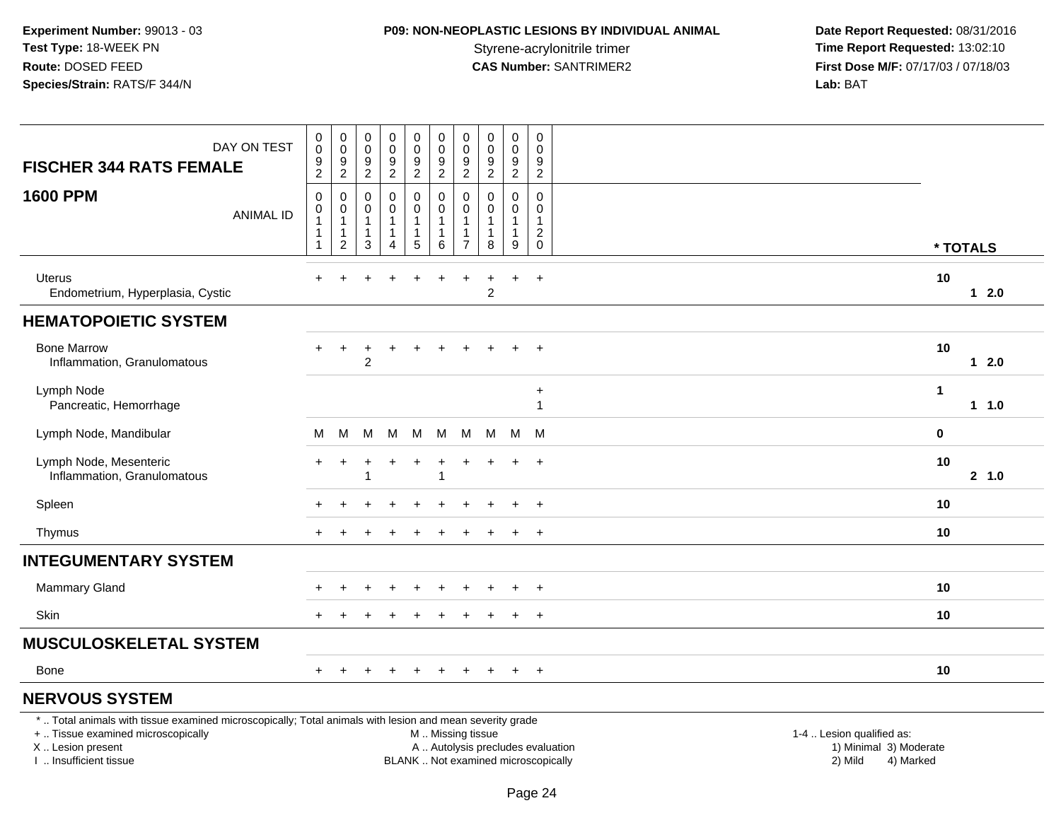Experiment Number: 99013 - 03
Test Type: 18-WEEK PN
Route: DOSED FEED
Species/Strain: RATS/F 344/N

**P09: NON-NEOPLASTIC LESIONS BY INDIVIDUAL ANIMAL**
Styrene-acrylonitrile trimer
**CAS Number:** SANTRIMER2

Date Report Requested: 08/31/2016
Time Report Requested: 13:02:10
First Dose M/F: 07/17/03 / 07/18/03
Lab: BAT

| DAY ON TEST | 0092 | 0092 | 0092 | 0092 | 0092 | 0092 | 0092 | 0092 | 0092 | 0092 | |
|---|---|---|---|---|---|---|---|---|---|---|---|
| **FISCHER 344 RATS FEMALE** | | | | | | | | | | | |
| **1600 PPM** ANIMAL ID | 00111 | 00112 | 00113 | 00114 | 00115 | 00116 | 00117 | 00118 | 00119 | 00120 | *** TOTALS** |
| Uterus | + | + | + | + | + | + | + | + | + | + | 10 |
| Endometrium, Hyperplasia, Cystic | | | | | | | | 2 | | | 1 2.0 |
| **HEMATOPOIETIC SYSTEM** | | | | | | | | | | | |
| Bone Marrow | + | + | + | + | + | + | + | + | + | + | 10 |
| Inflammation, Granulomatous | | | 2 | | | | | | | | 1 2.0 |
| Lymph Node | | | | | | | | | | + | 1 |
| Pancreatic, Hemorrhage | | | | | | | | | | 1 | 1 1.0 |
| Lymph Node, Mandibular | M | M | M | M | M | M | M | M | M | M | 0 |
| Lymph Node, Mesenteric | + | + | + | + | + | + | + | + | + | + | 10 |
| Inflammation, Granulomatous | | | 1 | | | 1 | | | | | 2 1.0 |
| Spleen | + | + | + | + | + | + | + | + | + | + | 10 |
| Thymus | + | + | + | + | + | + | + | + | + | + | 10 |
| **INTEGUMENTARY SYSTEM** | | | | | | | | | | | |
| Mammary Gland | + | + | + | + | + | + | + | + | + | + | 10 |
| Skin | + | + | + | + | + | + | + | + | + | + | 10 |
| **MUSCULOSKELETAL SYSTEM** | | | | | | | | | | | |
| Bone | + | + | + | + | + | + | + | + | + | + | 10 |
| **NERVOUS SYSTEM** | | | | | | | | | | | |

* .. Total animals with tissue examined microscopically; Total animals with lesion and mean severity grade
+ .. Tissue examined microscopically
X .. Lesion present
I .. Insufficient tissue

M .. Missing tissue
A .. Autolysis precludes evaluation
BLANK .. Not examined microscopically

1-4 .. Lesion qualified as:
1) Minimal 3) Moderate
2) Mild 4) Marked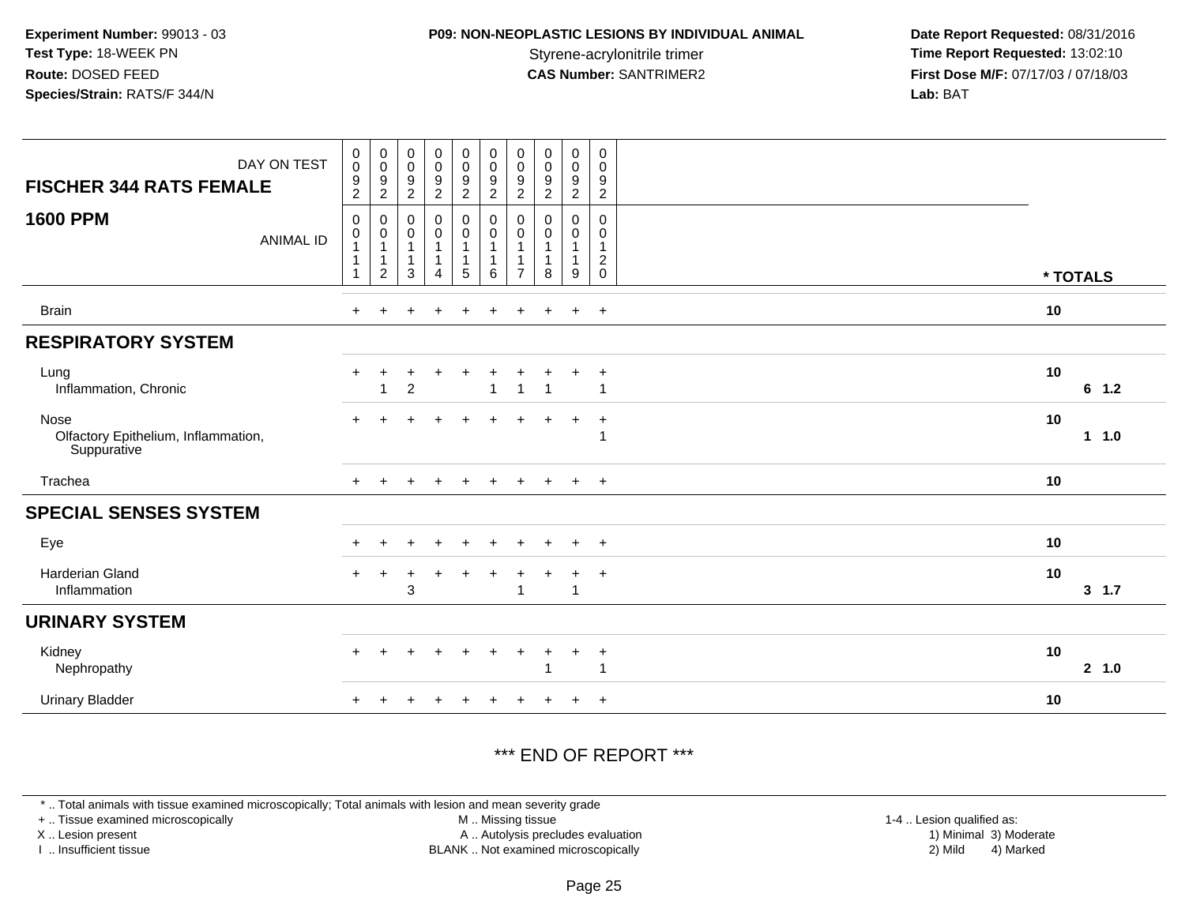**Experiment Number:** 99013 - 03
**Test Type:** 18-WEEK PN
**Route:** DOSED FEED
**Species/Strain:** RATS/F 344/N

**P09: NON-NEOPLASTIC LESIONS BY INDIVIDUAL ANIMAL**
Styrene-acrylonitrile trimer
**CAS Number:** SANTRIMER2

**Date Report Requested:** 08/31/2016
**Time Report Requested:** 13:02:10
**First Dose M/F:** 07/17/03 / 07/18/03
**Lab:** BAT

| FISCHER 344 RATS FEMALE / 1600 PPM | | | | | | | | | | | |
|---|---|---|---|---|---|---|---|---|---|---|---|
| DAY ON TEST | 0092 | 0092 | 0092 | 0092 | 0092 | 0092 | 0092 | 0092 | 0092 | 0092 | |
| ANIMAL ID | 00111 | 00112 | 00113 | 00114 | 00115 | 00116 | 00117 | 00118 | 00119 | 00120 | * TOTALS |
| Brain | + | + | + | + | + | + | + | + | + | + | 10 |
| **RESPIRATORY SYSTEM** | | | | | | | | | | | |
| Lung | + | + | + | + | + | + | + | + | + | + | 10 |
| Inflammation, Chronic | | 1 | 2 | | | 1 | 1 | 1 | | 1 | 6 1.2 |
| Nose | + | + | + | + | + | + | + | + | + | + | 10 |
| Olfactory Epithelium, Inflammation, Suppurative | | | | | | | | | | 1 | 1 1.0 |
| Trachea | + | + | + | + | + | + | + | + | + | + | 10 |
| **SPECIAL SENSES SYSTEM** | | | | | | | | | | | |
| Eye | + | + | + | + | + | + | + | + | + | + | 10 |
| Harderian Gland | + | + | + | + | + | + | + | + | + | + | 10 |
| Inflammation | | | 3 | | | | 1 | | 1 | | 3 1.7 |
| **URINARY SYSTEM** | | | | | | | | | | | |
| Kidney | + | + | + | + | + | + | + | + | + | + | 10 |
| Nephropathy | | | | | | | | 1 | | 1 | 2 1.0 |
| Urinary Bladder | + | + | + | + | + | + | + | + | + | + | 10 |

*** END OF REPORT ***

* .. Total animals with tissue examined microscopically; Total animals with lesion and mean severity grade
+ .. Tissue examined microscopically
X .. Lesion present
I .. Insufficient tissue
M .. Missing tissue
A .. Autolysis precludes evaluation
BLANK .. Not examined microscopically
1-4 .. Lesion qualified as:
1) Minimal 3) Moderate
2) Mild 4) Marked